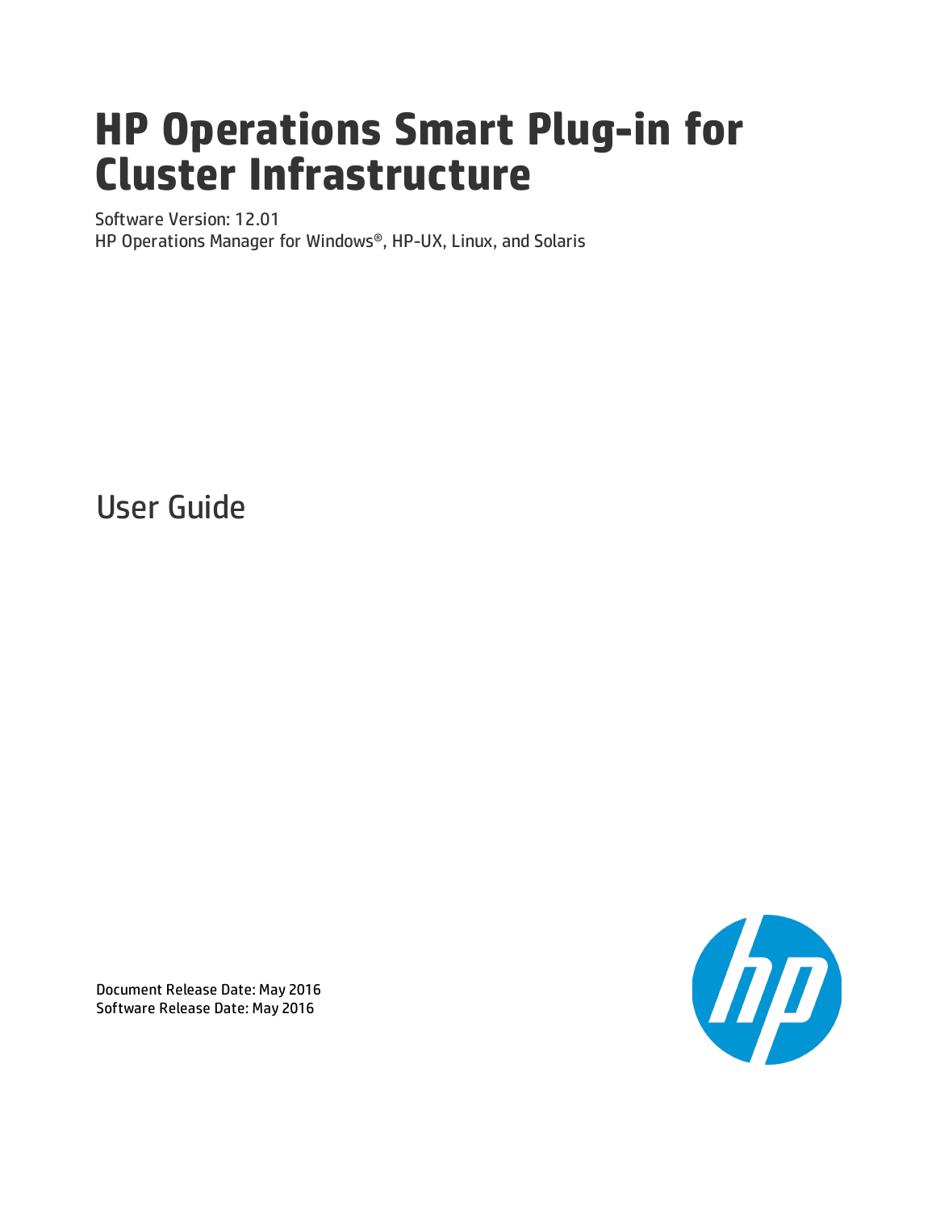# HP Operations Smart Plug-in for Cluster Infrastructure

Software Version: 12.01

HP Operations Manager for Windows®, HP-UX, Linux, and Solaris

## User Guide

Document Release Date: May 2016

Software Release Date: May 2016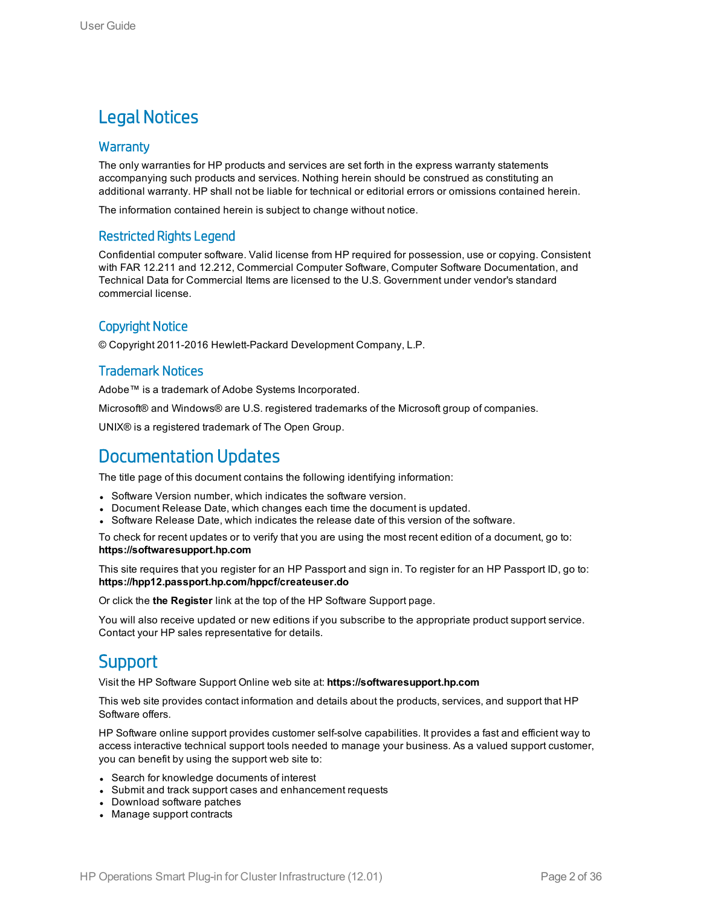# Legal Notices

## Warranty

The only warranties for HP products and services are set forth in the express warranty statements accompanying such products and services. Nothing herein should be construed as constituting an additional warranty. HP shall not be liable for technical or editorial errors or omissions contained herein.

The information contained herein is subject to change without notice.

## Restricted Rights Legend

Confidential computer software. Valid license from HP required for possession, use or copying. Consistent with FAR 12.211 and 12.212, Commercial Computer Software, Computer Software Documentation, and Technical Data for Commercial Items are licensed to the U.S. Government under vendor's standard commercial license.

## Copyright Notice

© Copyright 2011-2016 Hewlett-Packard Development Company, L.P.

## Trademark Notices

Adobe™ is a trademark of Adobe Systems Incorporated.

Microsoft® and Windows® are U.S. registered trademarks of the Microsoft group of companies.

UNIX® is a registered trademark of The Open Group.

# Documentation Updates

The title page of this document contains the following identifying information:

- Software Version number, which indicates the software version.
- Document Release Date, which changes each time the document is updated.
- Software Release Date, which indicates the release date of this version of the software.

To check for recent updates or to verify that you are using the most recent edition of a document, go to: **https://softwaresupport.hp.com**

This site requires that you register for an HP Passport and sign in. To register for an HP Passport ID, go to: **https://hpp12.passport.hp.com/hppcf/createuser.do**

Or click the **the Register** link at the top of the HP Software Support page.

You will also receive updated or new editions if you subscribe to the appropriate product support service. Contact your HP sales representative for details.

# Support

Visit the HP Software Support Online web site at: **https://softwaresupport.hp.com**

This web site provides contact information and details about the products, services, and support that HP Software offers.

HP Software online support provides customer self-solve capabilities. It provides a fast and efficient way to access interactive technical support tools needed to manage your business. As a valued support customer, you can benefit by using the support web site to:

- Search for knowledge documents of interest
- Submit and track support cases and enhancement requests
- Download software patches
- Manage support contracts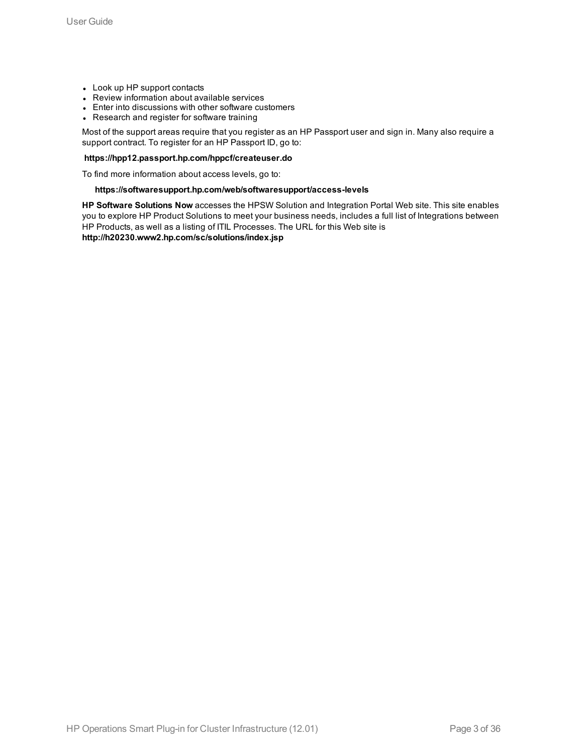- Look up HP support contacts
- Review information about available services
- Enter into discussions with other software customers
- Research and register for software training

Most of the support areas require that you register as an HP Passport user and sign in. Many also require a support contract. To register for an HP Passport ID, go to:

**https://hpp12.passport.hp.com/hppcf/createuser.do**

To find more information about access levels, go to:

**https://softwaresupport.hp.com/web/softwaresupport/access-levels**

**HP Software Solutions Now** accesses the HPSW Solution and Integration Portal Web site. This site enables you to explore HP Product Solutions to meet your business needs, includes a full list of Integrations between HP Products, as well as a listing of ITIL Processes. The URL for this Web site is **http://h20230.www2.hp.com/sc/solutions/index.jsp**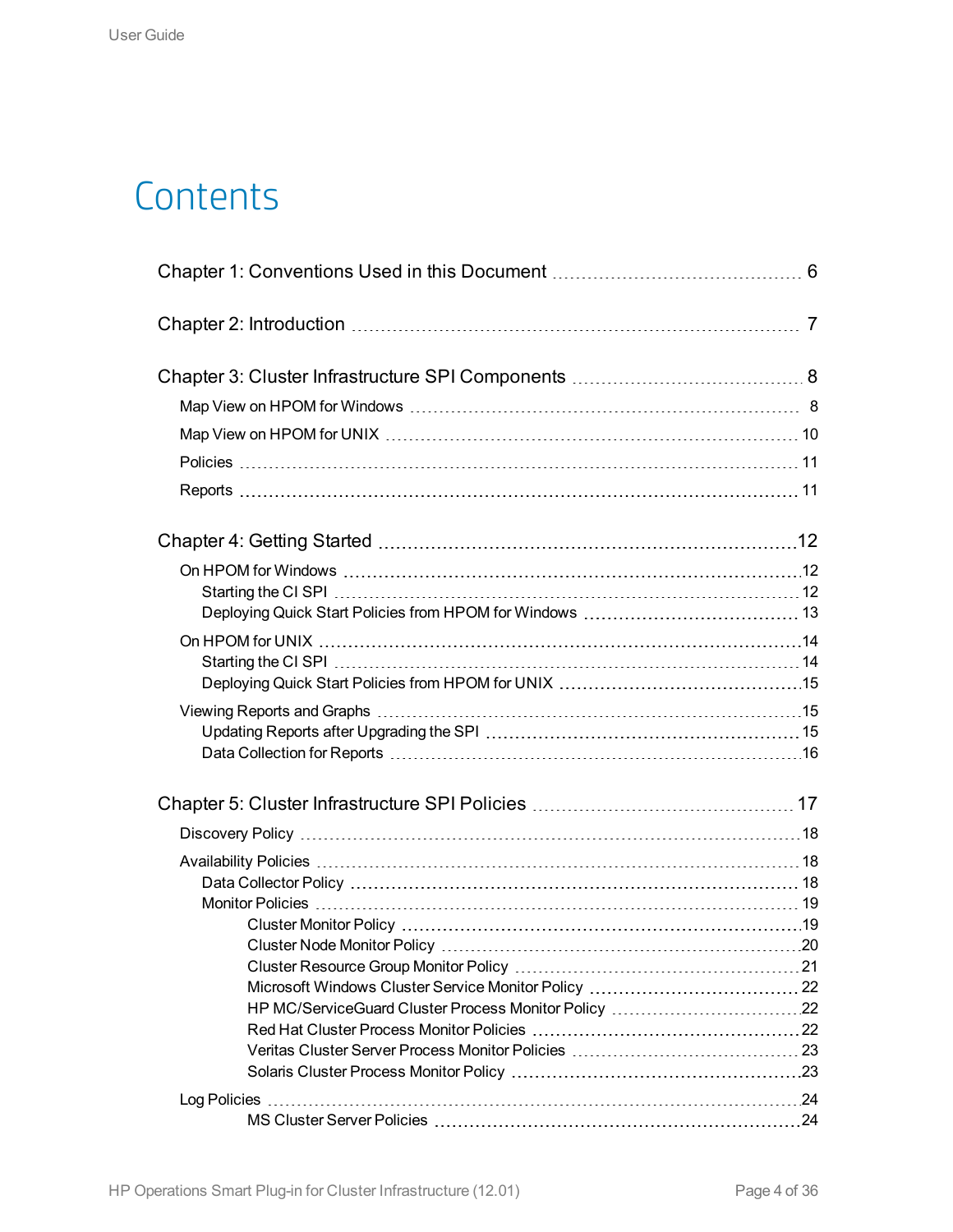# Contents

Chapter 1: Conventions Used in this Document ..... 6

Chapter 2: Introduction ..... 7

Chapter 3: Cluster Infrastructure SPI Components ..... 8

- Map View on HPOM for Windows ..... 8
- Map View on HPOM for UNIX ..... 10
- Policies ..... 11
- Reports ..... 11

Chapter 4: Getting Started ..... 12

- On HPOM for Windows ..... 12
  - Starting the CI SPI ..... 12
  - Deploying Quick Start Policies from HPOM for Windows ..... 13
- On HPOM for UNIX ..... 14
  - Starting the CI SPI ..... 14
  - Deploying Quick Start Policies from HPOM for UNIX ..... 15
- Viewing Reports and Graphs ..... 15
  - Updating Reports after Upgrading the SPI ..... 15
  - Data Collection for Reports ..... 16

Chapter 5: Cluster Infrastructure SPI Policies ..... 17

- Discovery Policy ..... 18
- Availability Policies ..... 18
  - Data Collector Policy ..... 18
  - Monitor Policies ..... 19
    - Cluster Monitor Policy ..... 19
    - Cluster Node Monitor Policy ..... 20
    - Cluster Resource Group Monitor Policy ..... 21
    - Microsoft Windows Cluster Service Monitor Policy ..... 22
    - HP MC/ServiceGuard Cluster Process Monitor Policy ..... 22
    - Red Hat Cluster Process Monitor Policies ..... 22
    - Veritas Cluster Server Process Monitor Policies ..... 23
    - Solaris Cluster Process Monitor Policy ..... 23
- Log Policies ..... 24
    - MS Cluster Server Policies ..... 24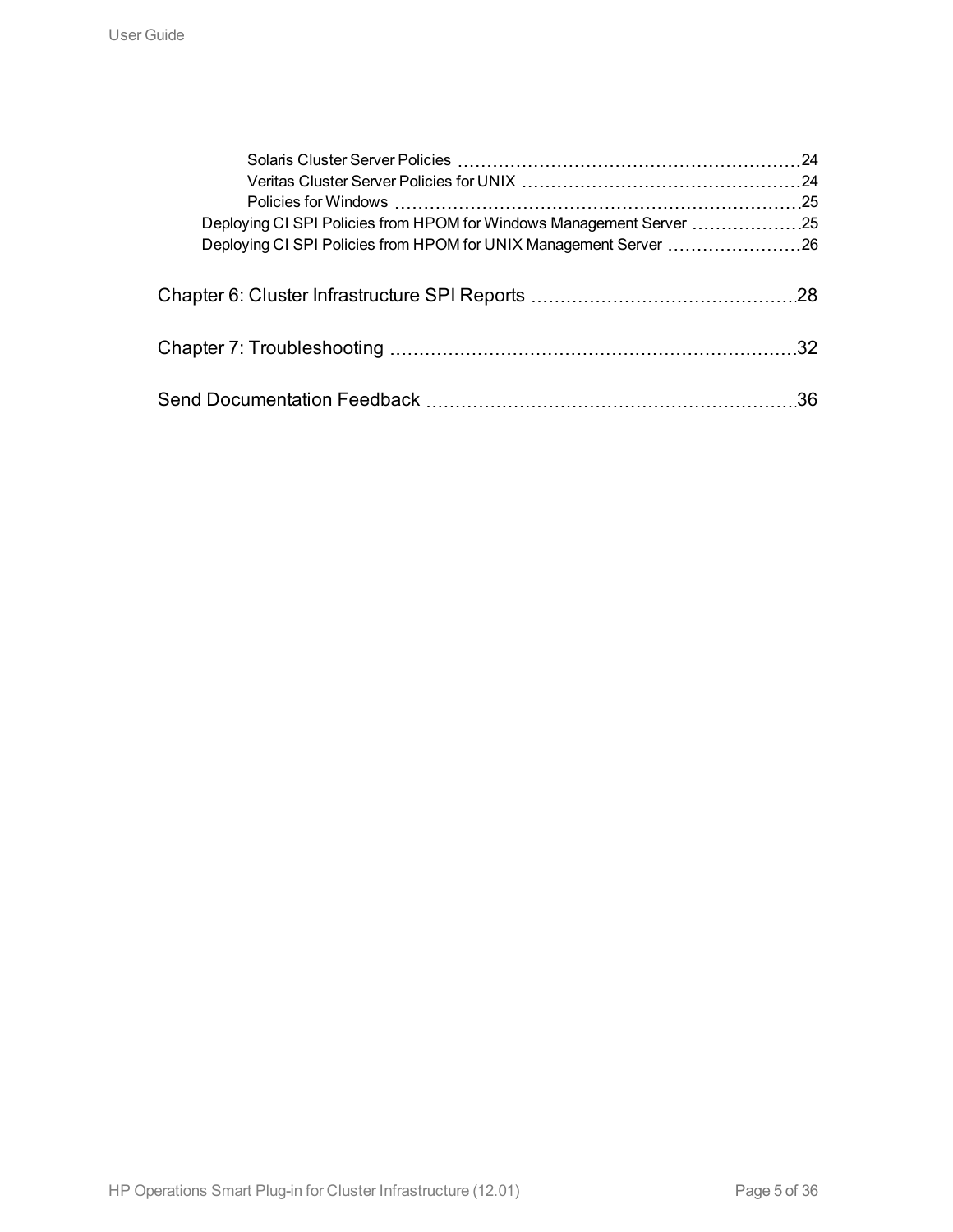- Solaris Cluster Server Policies ........ 24
- Veritas Cluster Server Policies for UNIX ........ 24
- Policies for Windows ........ 25

Deploying CI SPI Policies from HPOM for Windows Management Server ........ 25

Deploying CI SPI Policies from HPOM for UNIX Management Server ........ 26

Chapter 6: Cluster Infrastructure SPI Reports ........ 28

Chapter 7: Troubleshooting ........ 32

Send Documentation Feedback ........ 36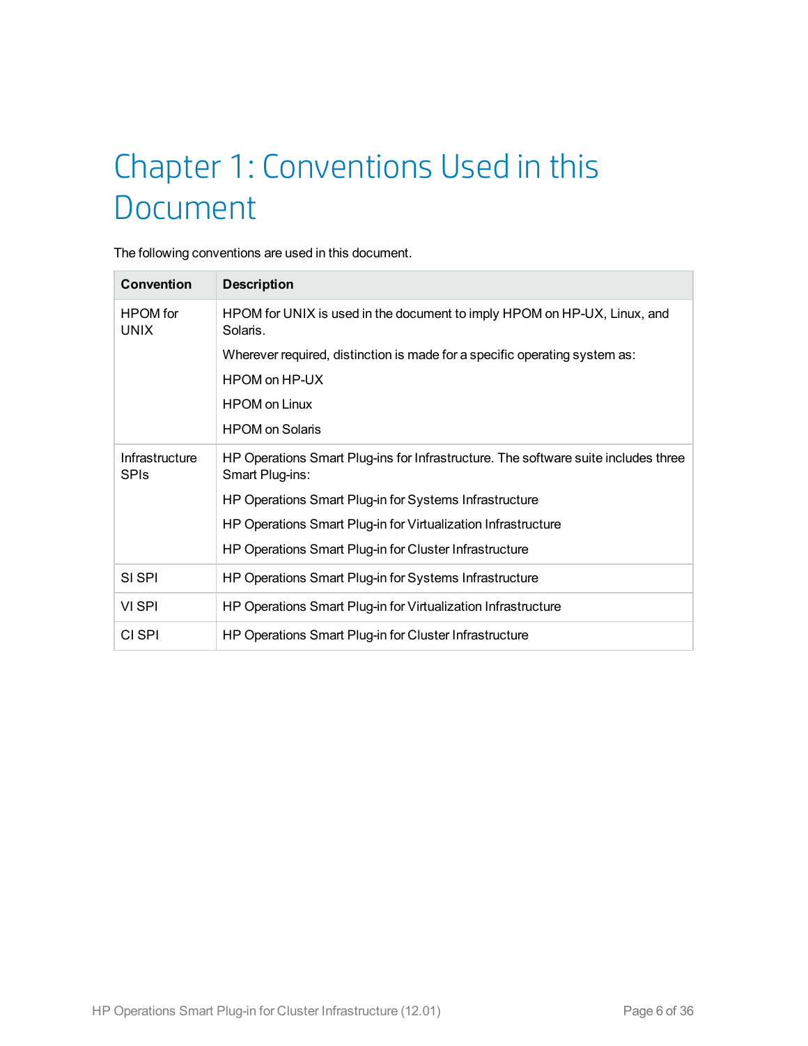# Chapter 1: Conventions Used in this Document

The following conventions are used in this document.

| Convention | Description |
|---|---|
| HPOM for UNIX | HPOM for UNIX is used in the document to imply HPOM on HP-UX, Linux, and Solaris.<br>Wherever required, distinction is made for a specific operating system as:<br>HPOM on HP-UX<br>HPOM on Linux<br>HPOM on Solaris |
| Infrastructure SPIs | HP Operations Smart Plug-ins for Infrastructure. The software suite includes three Smart Plug-ins:<br>HP Operations Smart Plug-in for Systems Infrastructure<br>HP Operations Smart Plug-in for Virtualization Infrastructure<br>HP Operations Smart Plug-in for Cluster Infrastructure |
| SI SPI | HP Operations Smart Plug-in for Systems Infrastructure |
| VI SPI | HP Operations Smart Plug-in for Virtualization Infrastructure |
| CI SPI | HP Operations Smart Plug-in for Cluster Infrastructure |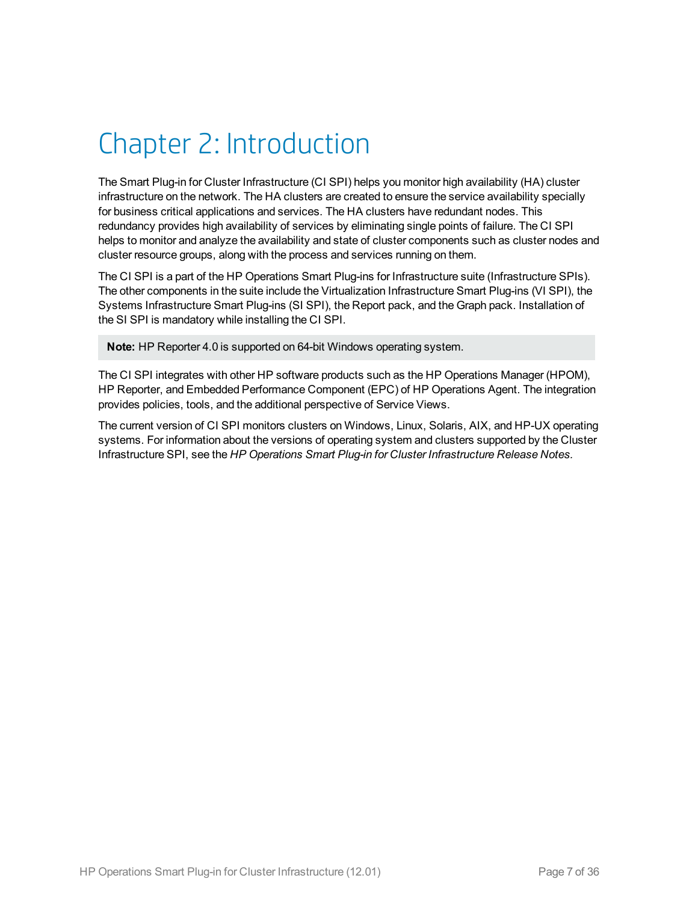# Chapter 2: Introduction

The Smart Plug-in for Cluster Infrastructure (CI SPI) helps you monitor high availability (HA) cluster infrastructure on the network. The HA clusters are created to ensure the service availability specially for business critical applications and services. The HA clusters have redundant nodes. This redundancy provides high availability of services by eliminating single points of failure. The CI SPI helps to monitor and analyze the availability and state of cluster components such as cluster nodes and cluster resource groups, along with the process and services running on them.

The CI SPI is a part of the HP Operations Smart Plug-ins for Infrastructure suite (Infrastructure SPIs). The other components in the suite include the Virtualization Infrastructure Smart Plug-ins (VI SPI), the Systems Infrastructure Smart Plug-ins (SI SPI), the Report pack, and the Graph pack. Installation of the SI SPI is mandatory while installing the CI SPI.

**Note:** HP Reporter 4.0 is supported on 64-bit Windows operating system.

The CI SPI integrates with other HP software products such as the HP Operations Manager (HPOM), HP Reporter, and Embedded Performance Component (EPC) of HP Operations Agent. The integration provides policies, tools, and the additional perspective of Service Views.

The current version of CI SPI monitors clusters on Windows, Linux, Solaris, AIX, and HP-UX operating systems. For information about the versions of operating system and clusters supported by the Cluster Infrastructure SPI, see the *HP Operations Smart Plug-in for Cluster Infrastructure Release Notes.*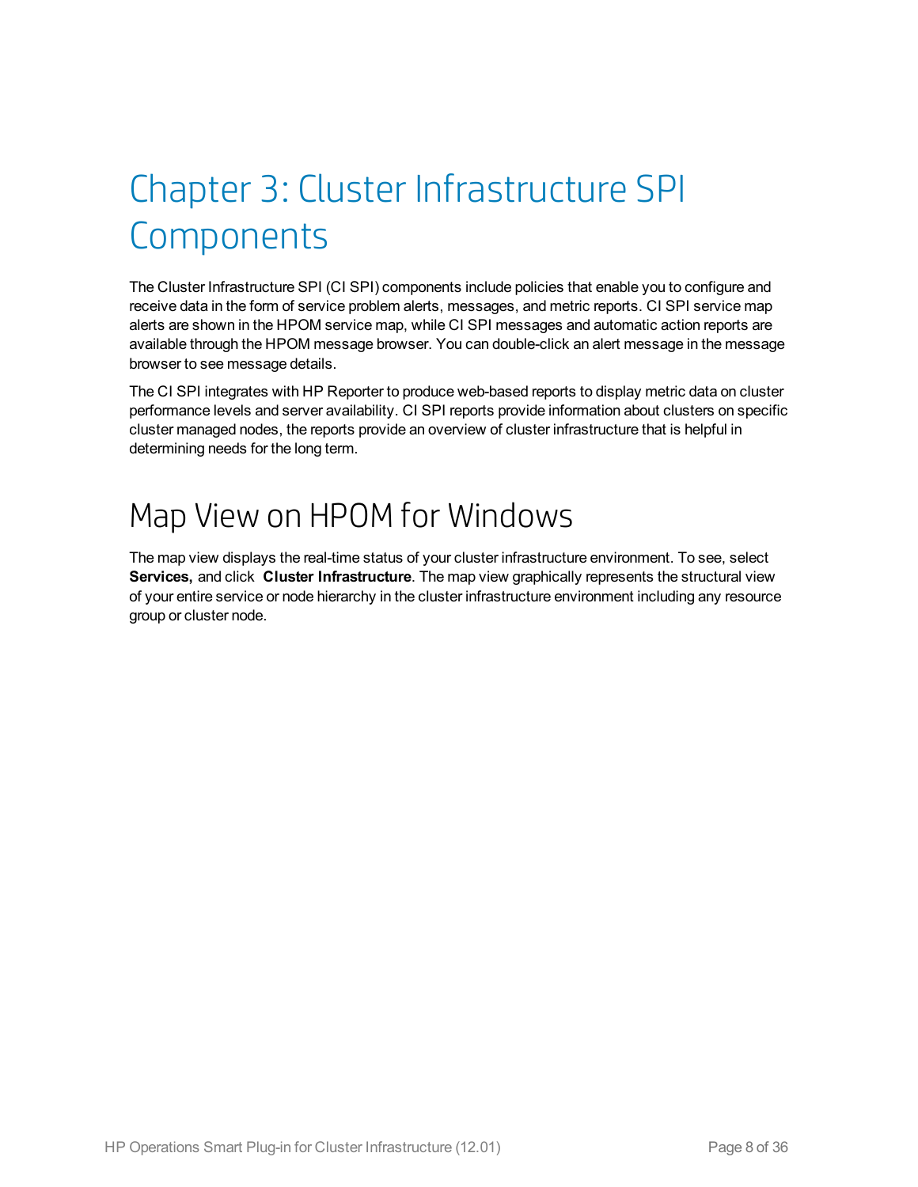# Chapter 3: Cluster Infrastructure SPI Components

The Cluster Infrastructure SPI (CI SPI) components include policies that enable you to configure and receive data in the form of service problem alerts, messages, and metric reports. CI SPI service map alerts are shown in the HPOM service map, while CI SPI messages and automatic action reports are available through the HPOM message browser. You can double-click an alert message in the message browser to see message details.

The CI SPI integrates with HP Reporter to produce web-based reports to display metric data on cluster performance levels and server availability. CI SPI reports provide information about clusters on specific cluster managed nodes, the reports provide an overview of cluster infrastructure that is helpful in determining needs for the long term.

## Map View on HPOM for Windows

The map view displays the real-time status of your cluster infrastructure environment. To see, select **Services,** and click **Cluster Infrastructure**. The map view graphically represents the structural view of your entire service or node hierarchy in the cluster infrastructure environment including any resource group or cluster node.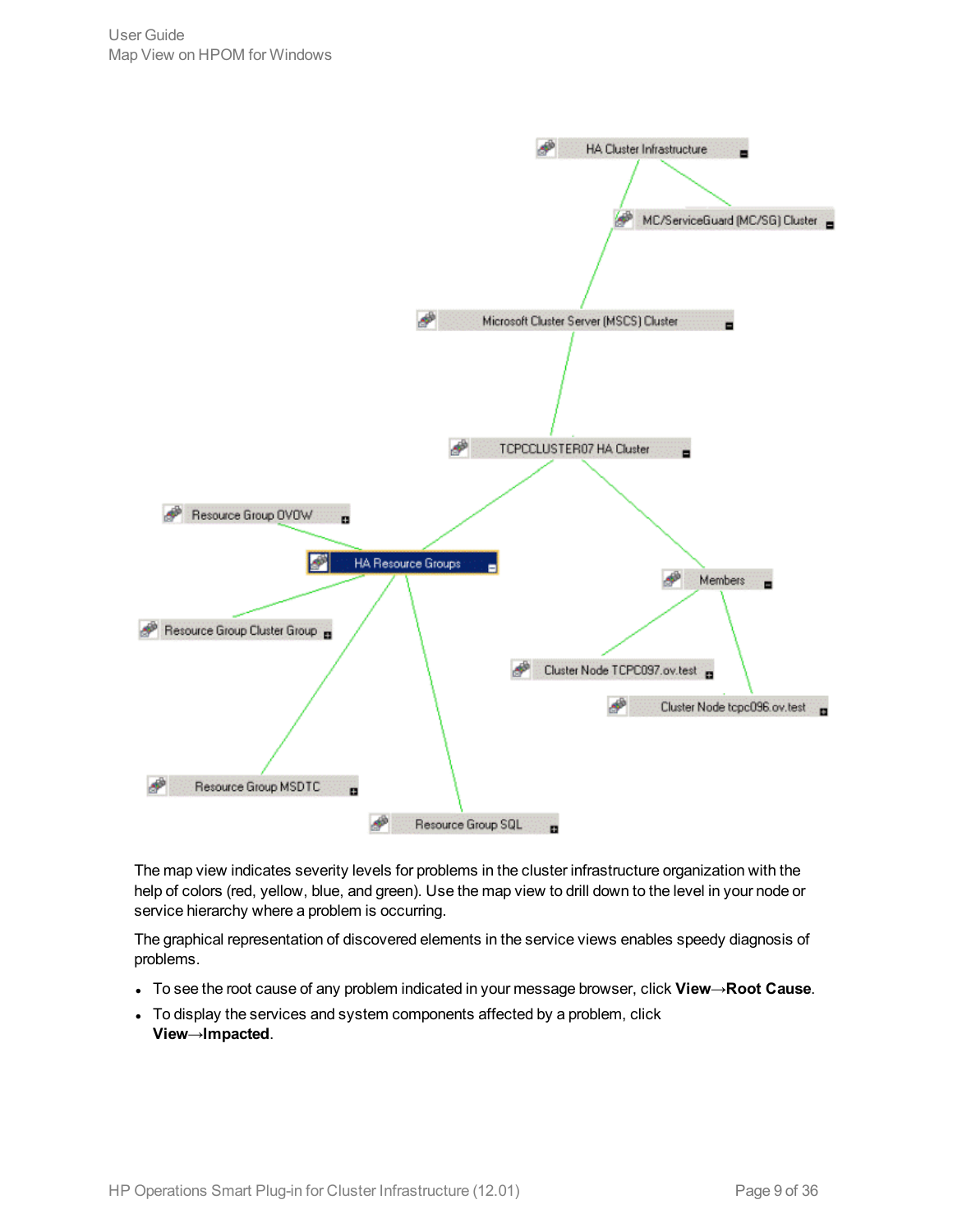The map view indicates severity levels for problems in the cluster infrastructure organization with the help of colors (red, yellow, blue, and green). Use the map view to drill down to the level in your node or service hierarchy where a problem is occurring.

The graphical representation of discovered elements in the service views enables speedy diagnosis of problems.

- To see the root cause of any problem indicated in your message browser, click **View→Root Cause**.
- To display the services and system components affected by a problem, click **View→Impacted**.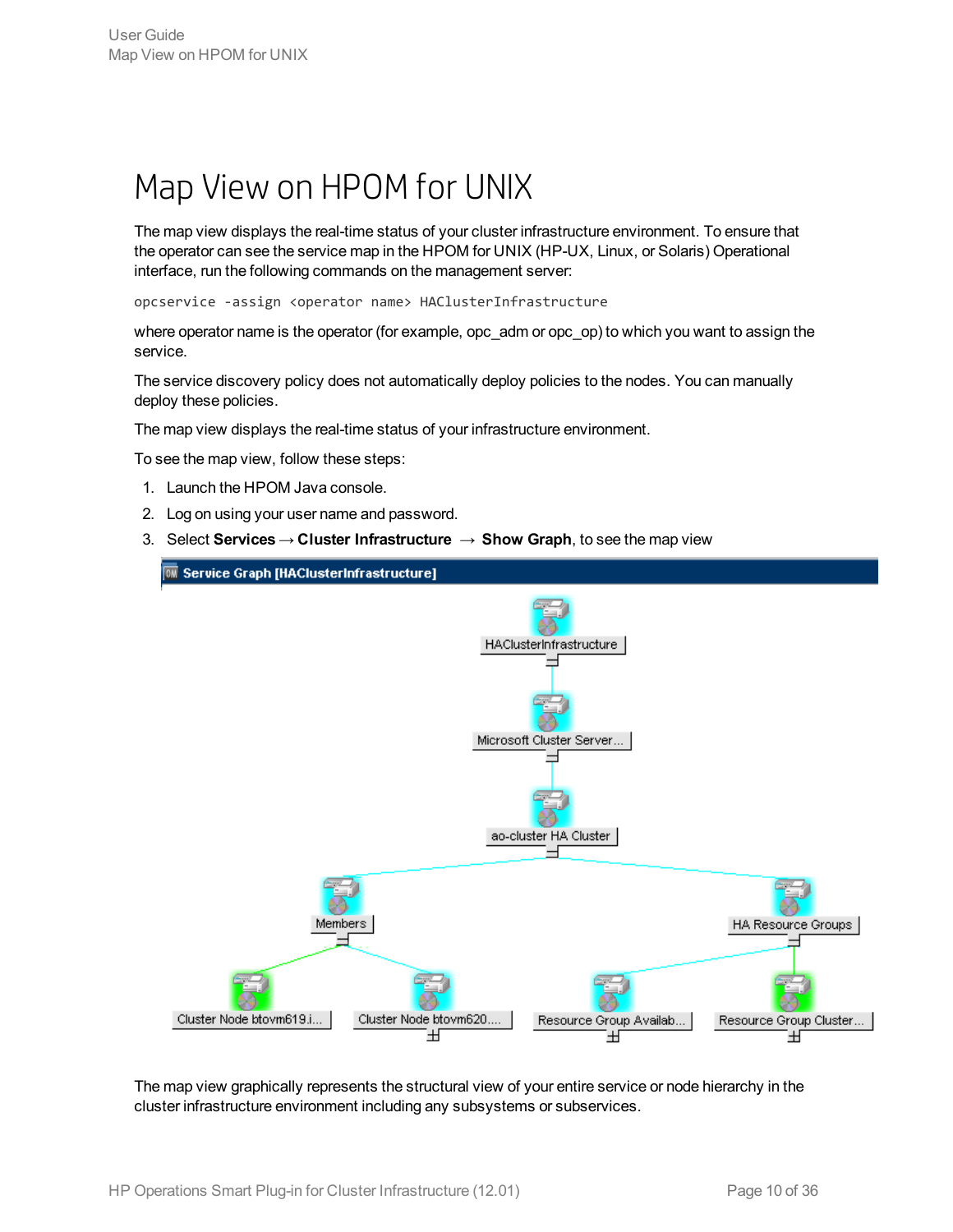# Map View on HPOM for UNIX

The map view displays the real-time status of your cluster infrastructure environment. To ensure that the operator can see the service map in the HPOM for UNIX (HP-UX, Linux, or Solaris) Operational interface, run the following commands on the management server:

```
opcservice -assign <operator name> HAClusterInfrastructure
```

where operator name is the operator (for example, opc_adm or opc_op) to which you want to assign the service.

The service discovery policy does not automatically deploy policies to the nodes. You can manually deploy these policies.

The map view displays the real-time status of your infrastructure environment.

To see the map view, follow these steps:

1. Launch the HPOM Java console.
2. Log on using your user name and password.
3. Select **Services** → **Cluster Infrastructure** → **Show Graph**, to see the map view

The map view graphically represents the structural view of your entire service or node hierarchy in the cluster infrastructure environment including any subsystems or subservices.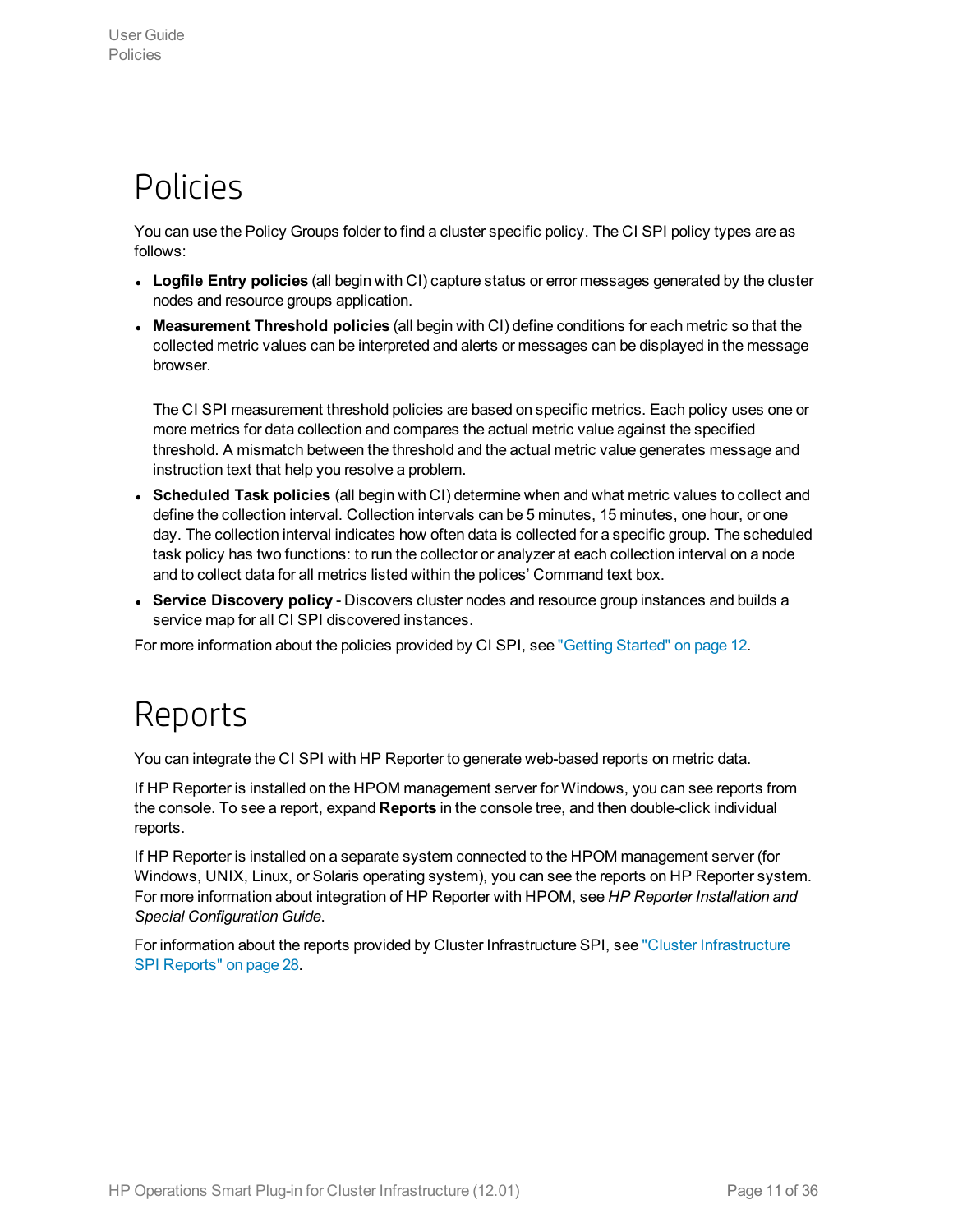# Policies

You can use the Policy Groups folder to find a cluster specific policy. The CI SPI policy types are as follows:

- **Logfile Entry policies** (all begin with CI) capture status or error messages generated by the cluster nodes and resource groups application.
- **Measurement Threshold policies** (all begin with CI) define conditions for each metric so that the collected metric values can be interpreted and alerts or messages can be displayed in the message browser.

  The CI SPI measurement threshold policies are based on specific metrics. Each policy uses one or more metrics for data collection and compares the actual metric value against the specified threshold. A mismatch between the threshold and the actual metric value generates message and instruction text that help you resolve a problem.
- **Scheduled Task policies** (all begin with CI) determine when and what metric values to collect and define the collection interval. Collection intervals can be 5 minutes, 15 minutes, one hour, or one day. The collection interval indicates how often data is collected for a specific group. The scheduled task policy has two functions: to run the collector or analyzer at each collection interval on a node and to collect data for all metrics listed within the polices' Command text box.
- **Service Discovery policy** - Discovers cluster nodes and resource group instances and builds a service map for all CI SPI discovered instances.

For more information about the policies provided by CI SPI, see "Getting Started" on page 12.

# Reports

You can integrate the CI SPI with HP Reporter to generate web-based reports on metric data.

If HP Reporter is installed on the HPOM management server for Windows, you can see reports from the console. To see a report, expand **Reports** in the console tree, and then double-click individual reports.

If HP Reporter is installed on a separate system connected to the HPOM management server (for Windows, UNIX, Linux, or Solaris operating system), you can see the reports on HP Reporter system. For more information about integration of HP Reporter with HPOM, see *HP Reporter Installation and Special Configuration Guide*.

For information about the reports provided by Cluster Infrastructure SPI, see "Cluster Infrastructure SPI Reports" on page 28.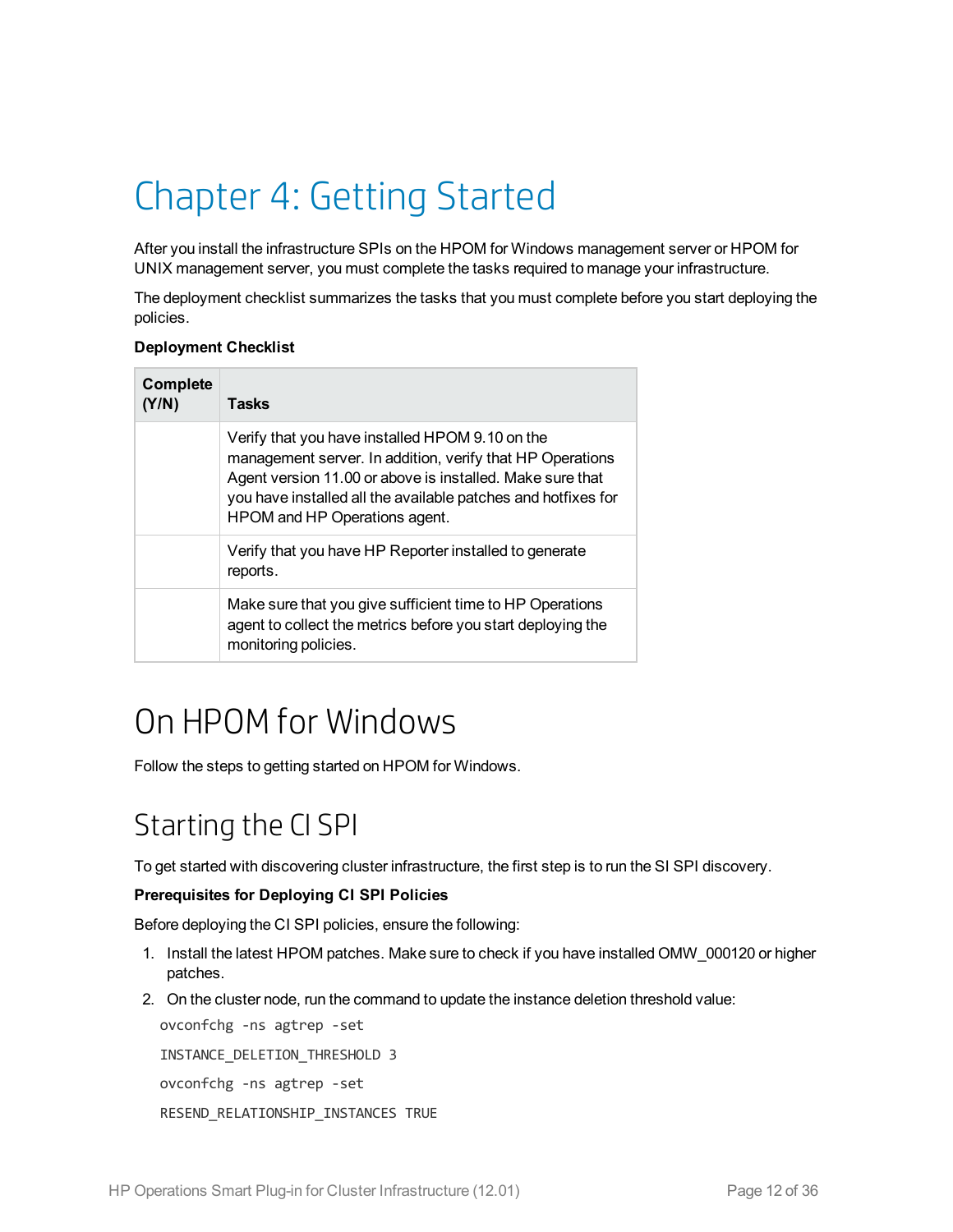# Chapter 4: Getting Started

After you install the infrastructure SPIs on the HPOM for Windows management server or HPOM for UNIX management server, you must complete the tasks required to manage your infrastructure.

The deployment checklist summarizes the tasks that you must complete before you start deploying the policies.

**Deployment Checklist**

| Complete (Y/N) | Tasks |
|---|---|
| | Verify that you have installed HPOM 9.10 on the management server. In addition, verify that HP Operations Agent version 11.00 or above is installed. Make sure that you have installed all the available patches and hotfixes for HPOM and HP Operations agent. |
| | Verify that you have HP Reporter installed to generate reports. |
| | Make sure that you give sufficient time to HP Operations agent to collect the metrics before you start deploying the monitoring policies. |

# On HPOM for Windows

Follow the steps to getting started on HPOM for Windows.

## Starting the CI SPI

To get started with discovering cluster infrastructure, the first step is to run the SI SPI discovery.

**Prerequisites for Deploying CI SPI Policies**

Before deploying the CI SPI policies, ensure the following:

1. Install the latest HPOM patches. Make sure to check if you have installed OMW_000120 or higher patches.
2. On the cluster node, run the command to update the instance deletion threshold value:

```
ovconfchg -ns agtrep -set

INSTANCE_DELETION_THRESHOLD 3

ovconfchg -ns agtrep -set

RESEND_RELATIONSHIP_INSTANCES TRUE
```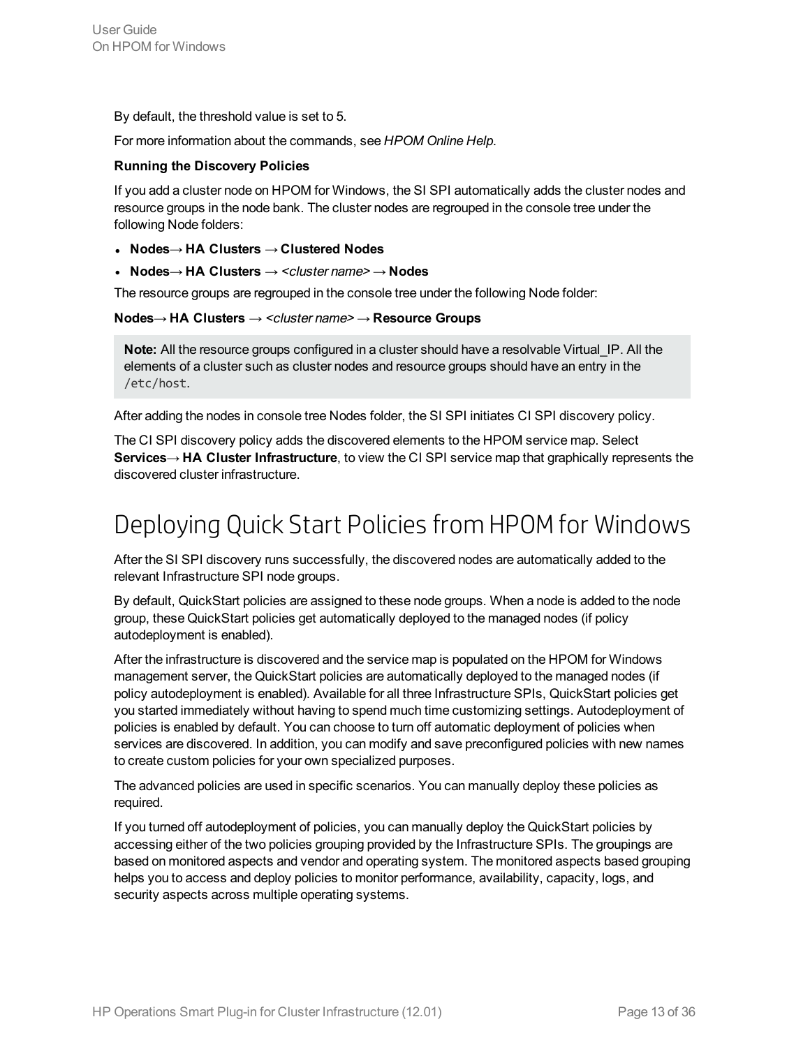By default, the threshold value is set to 5.

For more information about the commands, see *HPOM Online Help*.

**Running the Discovery Policies**

If you add a cluster node on HPOM for Windows, the SI SPI automatically adds the cluster nodes and resource groups in the node bank. The cluster nodes are regrouped in the console tree under the following Node folders:

- **Nodes→ HA Clusters → Clustered Nodes**
- **Nodes→ HA Clusters →** *<cluster name>* **→ Nodes**

The resource groups are regrouped in the console tree under the following Node folder:

**Nodes→ HA Clusters →** *<cluster name>* **→ Resource Groups**

> **Note:** All the resource groups configured in a cluster should have a resolvable Virtual_IP. All the elements of a cluster such as cluster nodes and resource groups should have an entry in the `/etc/host`.

After adding the nodes in console tree Nodes folder, the SI SPI initiates CI SPI discovery policy.

The CI SPI discovery policy adds the discovered elements to the HPOM service map. Select **Services→ HA Cluster Infrastructure**, to view the CI SPI service map that graphically represents the discovered cluster infrastructure.

# Deploying Quick Start Policies from HPOM for Windows

After the SI SPI discovery runs successfully, the discovered nodes are automatically added to the relevant Infrastructure SPI node groups.

By default, QuickStart policies are assigned to these node groups. When a node is added to the node group, these QuickStart policies get automatically deployed to the managed nodes (if policy autodeployment is enabled).

After the infrastructure is discovered and the service map is populated on the HPOM for Windows management server, the QuickStart policies are automatically deployed to the managed nodes (if policy autodeployment is enabled). Available for all three Infrastructure SPIs, QuickStart policies get you started immediately without having to spend much time customizing settings. Autodeployment of policies is enabled by default. You can choose to turn off automatic deployment of policies when services are discovered. In addition, you can modify and save preconfigured policies with new names to create custom policies for your own specialized purposes.

The advanced policies are used in specific scenarios. You can manually deploy these policies as required.

If you turned off autodeployment of policies, you can manually deploy the QuickStart policies by accessing either of the two policies grouping provided by the Infrastructure SPIs. The groupings are based on monitored aspects and vendor and operating system. The monitored aspects based grouping helps you to access and deploy policies to monitor performance, availability, capacity, logs, and security aspects across multiple operating systems.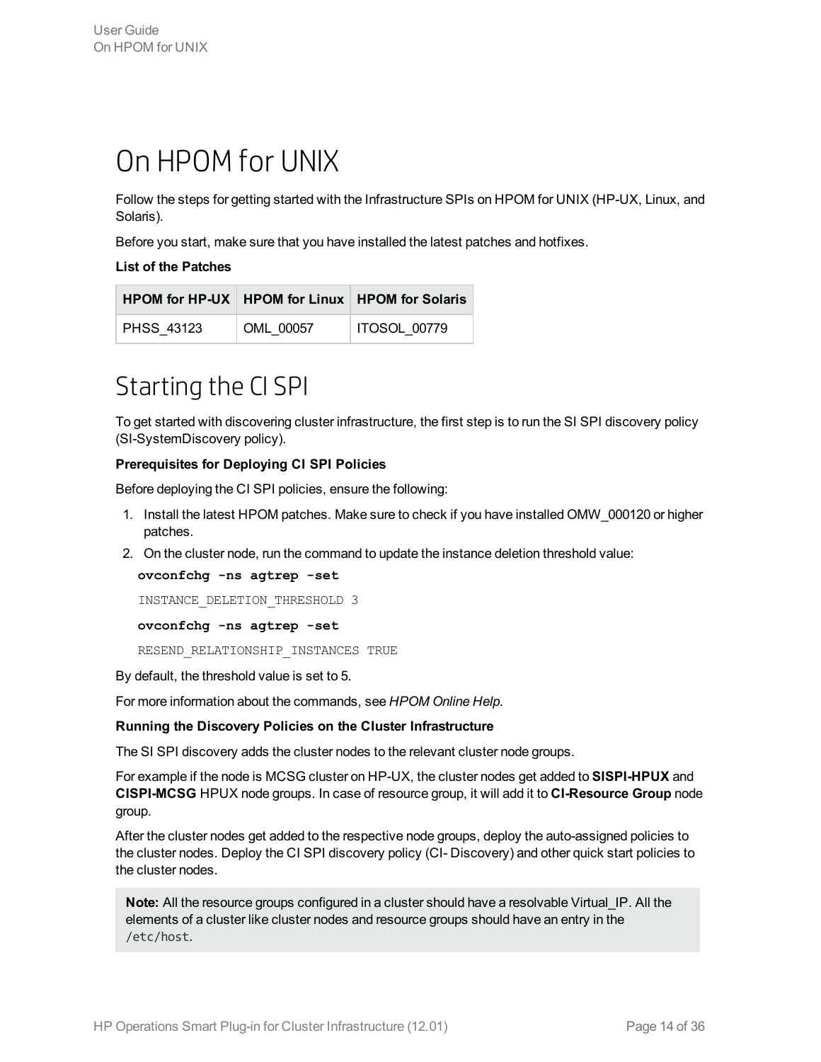# On HPOM for UNIX

Follow the steps for getting started with the Infrastructure SPIs on HPOM for UNIX (HP-UX, Linux, and Solaris).

Before you start, make sure that you have installed the latest patches and hotfixes.

**List of the Patches**

| HPOM for HP-UX | HPOM for Linux | HPOM for Solaris |
|---|---|---|
| PHSS_43123 | OML_00057 | ITOSOL_00779 |

# Starting the CI SPI

To get started with discovering cluster infrastructure, the first step is to run the SI SPI discovery policy (SI-SystemDiscovery policy).

**Prerequisites for Deploying CI SPI Policies**

Before deploying the CI SPI policies, ensure the following:

1. Install the latest HPOM patches. Make sure to check if you have installed OMW_000120 or higher patches.
2. On the cluster node, run the command to update the instance deletion threshold value:

   ```
   ovconfchg -ns agtrep -set
   INSTANCE_DELETION_THRESHOLD 3
   ovconfchg -ns agtrep -set
   RESEND_RELATIONSHIP_INSTANCES TRUE
   ```

By default, the threshold value is set to 5.

For more information about the commands, see *HPOM Online Help*.

**Running the Discovery Policies on the Cluster Infrastructure**

The SI SPI discovery adds the cluster nodes to the relevant cluster node groups.

For example if the node is MCSG cluster on HP-UX, the cluster nodes get added to **SISPI-HPUX** and **CISPI-MCSG** HPUX node groups. In case of resource group, it will add it to **CI-Resource Group** node group.

After the cluster nodes get added to the respective node groups, deploy the auto-assigned policies to the cluster nodes. Deploy the CI SPI discovery policy (CI- Discovery) and other quick start policies to the cluster nodes.

> **Note:** All the resource groups configured in a cluster should have a resolvable Virtual_IP. All the elements of a cluster like cluster nodes and resource groups should have an entry in the `/etc/host`.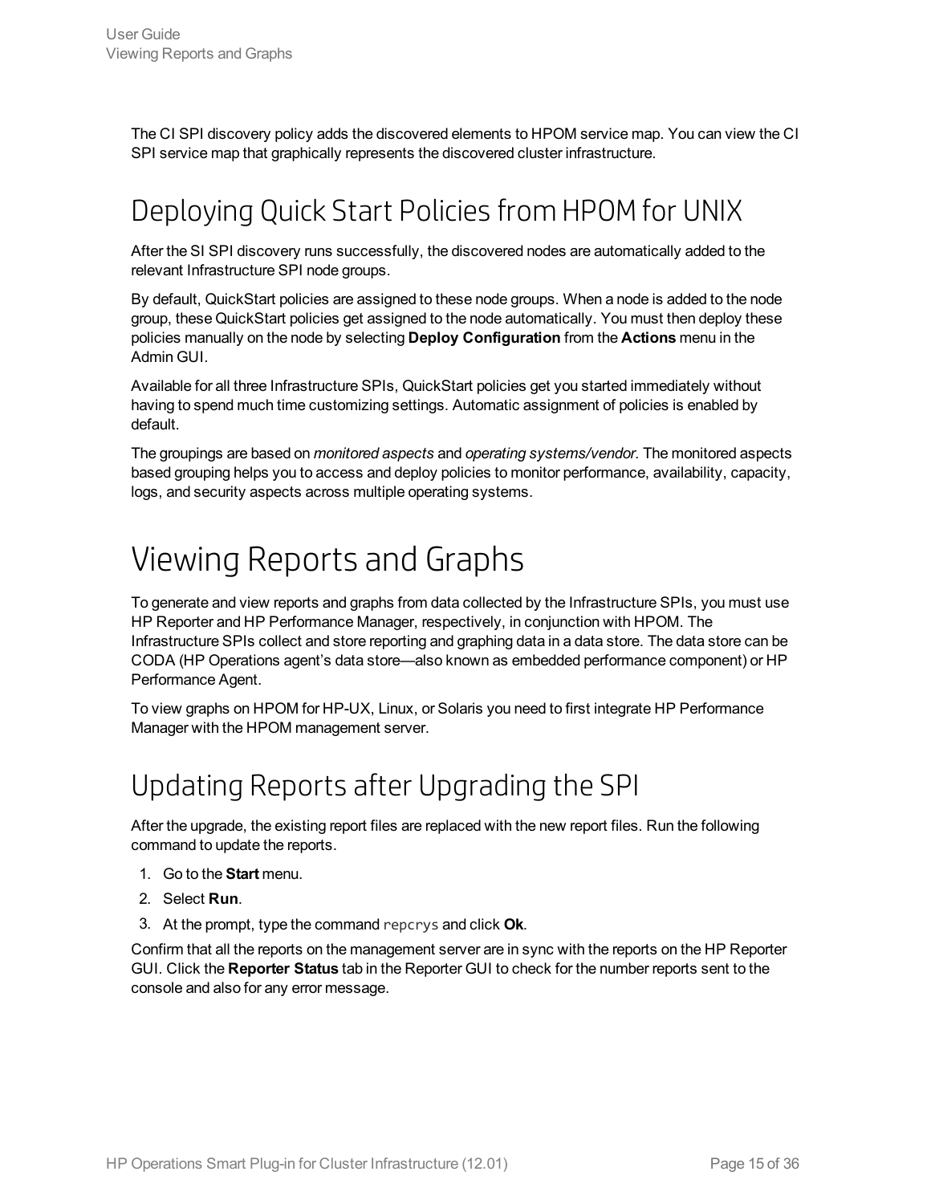The CI SPI discovery policy adds the discovered elements to HPOM service map. You can view the CI SPI service map that graphically represents the discovered cluster infrastructure.

## Deploying Quick Start Policies from HPOM for UNIX

After the SI SPI discovery runs successfully, the discovered nodes are automatically added to the relevant Infrastructure SPI node groups.

By default, QuickStart policies are assigned to these node groups. When a node is added to the node group, these QuickStart policies get assigned to the node automatically. You must then deploy these policies manually on the node by selecting **Deploy Configuration** from the **Actions** menu in the Admin GUI.

Available for all three Infrastructure SPIs, QuickStart policies get you started immediately without having to spend much time customizing settings. Automatic assignment of policies is enabled by default.

The groupings are based on *monitored aspects* and *operating systems/vendor*. The monitored aspects based grouping helps you to access and deploy policies to monitor performance, availability, capacity, logs, and security aspects across multiple operating systems.

# Viewing Reports and Graphs

To generate and view reports and graphs from data collected by the Infrastructure SPIs, you must use HP Reporter and HP Performance Manager, respectively, in conjunction with HPOM. The Infrastructure SPIs collect and store reporting and graphing data in a data store. The data store can be CODA (HP Operations agent's data store—also known as embedded performance component) or HP Performance Agent.

To view graphs on HPOM for HP-UX, Linux, or Solaris you need to first integrate HP Performance Manager with the HPOM management server.

## Updating Reports after Upgrading the SPI

After the upgrade, the existing report files are replaced with the new report files. Run the following command to update the reports.

1. Go to the **Start** menu.
2. Select **Run**.
3. At the prompt, type the command `repcrys` and click **Ok**.

Confirm that all the reports on the management server are in sync with the reports on the HP Reporter GUI. Click the **Reporter Status** tab in the Reporter GUI to check for the number reports sent to the console and also for any error message.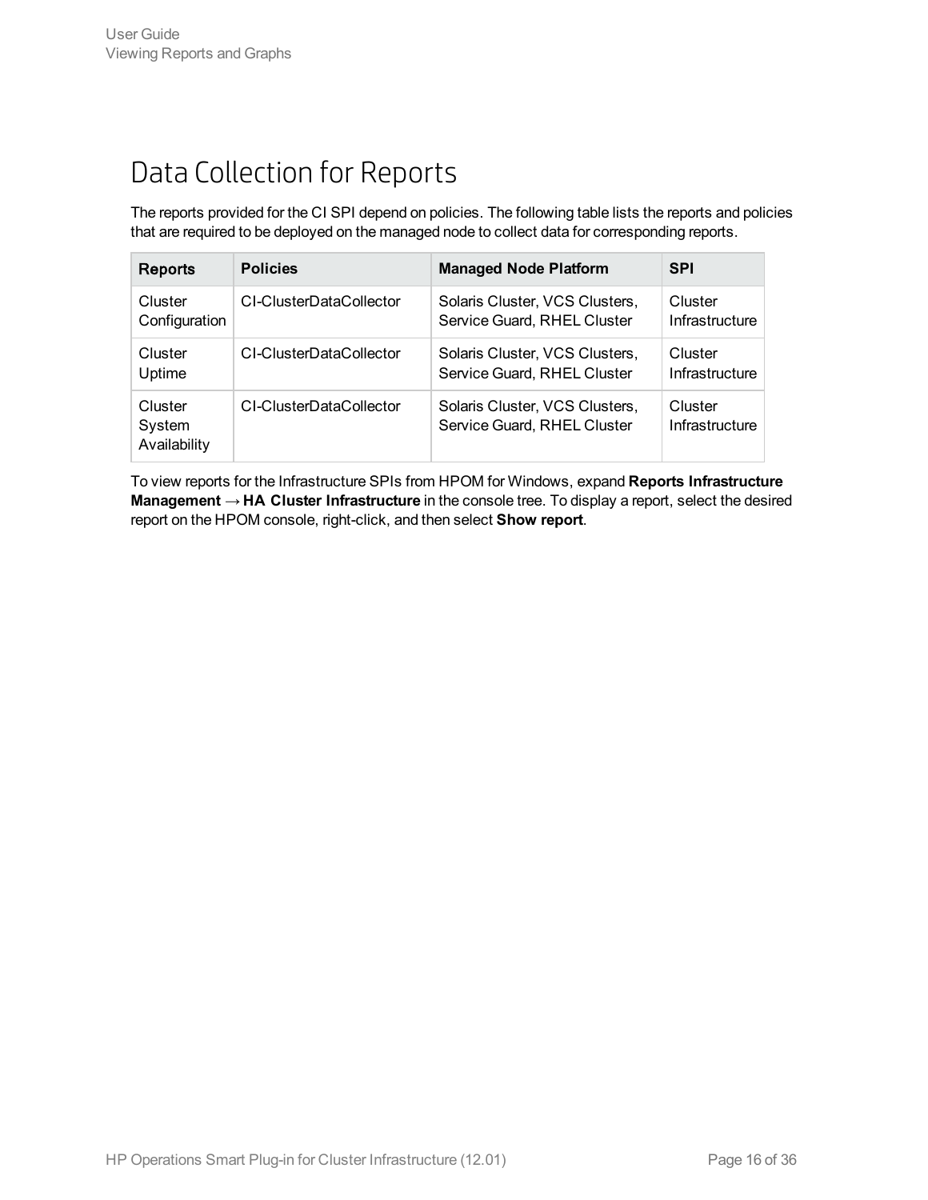# Data Collection for Reports

The reports provided for the CI SPI depend on policies. The following table lists the reports and policies that are required to be deployed on the managed node to collect data for corresponding reports.

| Reports | Policies | Managed Node Platform | SPI |
|---|---|---|---|
| Cluster Configuration | CI-ClusterDataCollector | Solaris Cluster, VCS Clusters, Service Guard, RHEL Cluster | Cluster Infrastructure |
| Cluster Uptime | CI-ClusterDataCollector | Solaris Cluster, VCS Clusters, Service Guard, RHEL Cluster | Cluster Infrastructure |
| Cluster System Availability | CI-ClusterDataCollector | Solaris Cluster, VCS Clusters, Service Guard, RHEL Cluster | Cluster Infrastructure |

To view reports for the Infrastructure SPIs from HPOM for Windows, expand **Reports Infrastructure Management → HA Cluster Infrastructure** in the console tree. To display a report, select the desired report on the HPOM console, right-click, and then select **Show report**.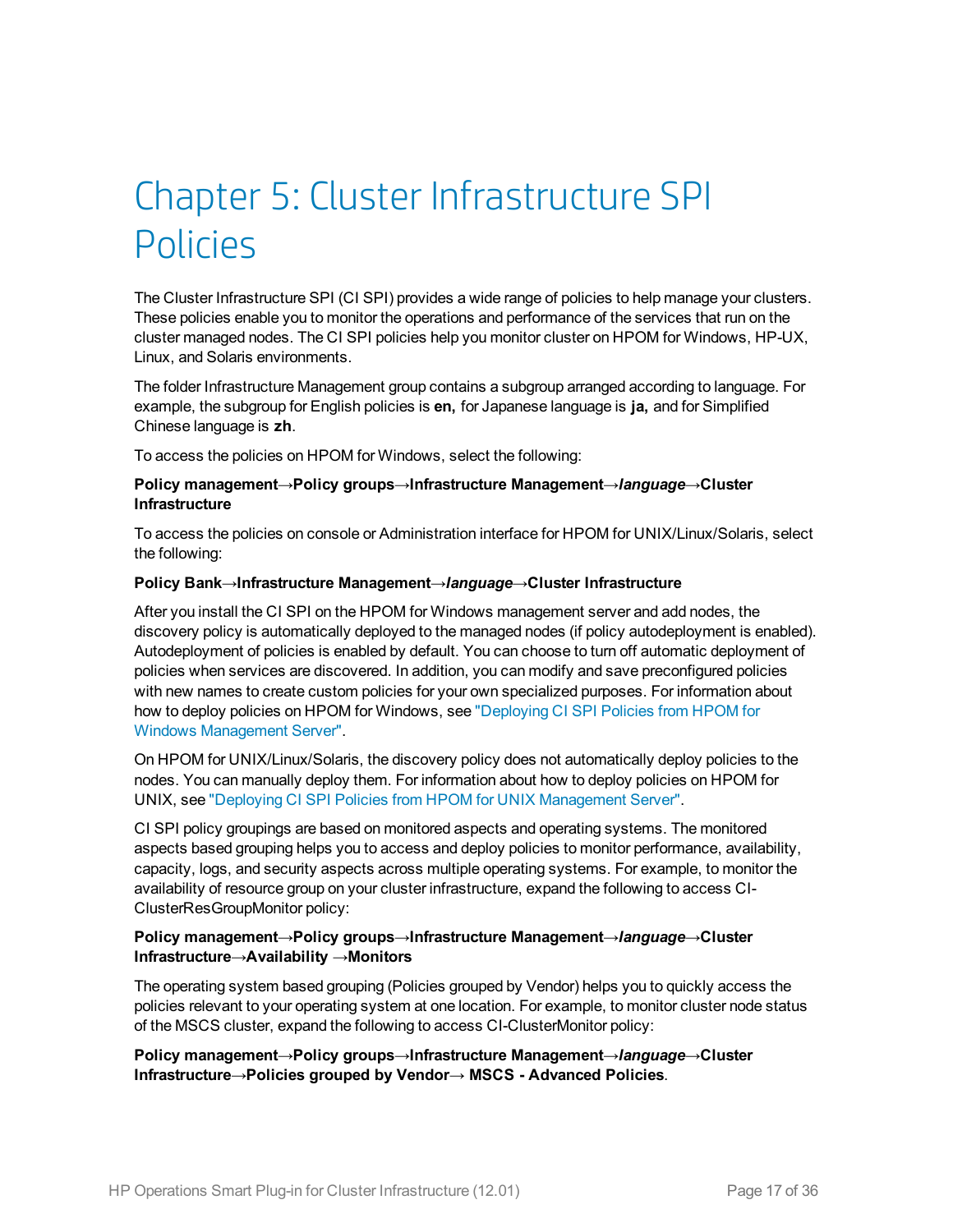# Chapter 5: Cluster Infrastructure SPI Policies

The Cluster Infrastructure SPI (CI SPI) provides a wide range of policies to help manage your clusters. These policies enable you to monitor the operations and performance of the services that run on the cluster managed nodes. The CI SPI policies help you monitor cluster on HPOM for Windows, HP-UX, Linux, and Solaris environments.

The folder Infrastructure Management group contains a subgroup arranged according to language. For example, the subgroup for English policies is **en,** for Japanese language is **ja,** and for Simplified Chinese language is **zh**.

To access the policies on HPOM for Windows, select the following:

**Policy management→Policy groups→Infrastructure Management→*language*→Cluster Infrastructure**

To access the policies on console or Administration interface for HPOM for UNIX/Linux/Solaris, select the following:

**Policy Bank→Infrastructure Management→*language*→Cluster Infrastructure**

After you install the CI SPI on the HPOM for Windows management server and add nodes, the discovery policy is automatically deployed to the managed nodes (if policy autodeployment is enabled). Autodeployment of policies is enabled by default. You can choose to turn off automatic deployment of policies when services are discovered. In addition, you can modify and save preconfigured policies with new names to create custom policies for your own specialized purposes. For information about how to deploy policies on HPOM for Windows, see "Deploying CI SPI Policies from HPOM for Windows Management Server".

On HPOM for UNIX/Linux/Solaris, the discovery policy does not automatically deploy policies to the nodes. You can manually deploy them. For information about how to deploy policies on HPOM for UNIX, see "Deploying CI SPI Policies from HPOM for UNIX Management Server".

CI SPI policy groupings are based on monitored aspects and operating systems. The monitored aspects based grouping helps you to access and deploy policies to monitor performance, availability, capacity, logs, and security aspects across multiple operating systems. For example, to monitor the availability of resource group on your cluster infrastructure, expand the following to access CI-ClusterResGroupMonitor policy:

**Policy management→Policy groups→Infrastructure Management→*language*→Cluster Infrastructure→Availability →Monitors**

The operating system based grouping (Policies grouped by Vendor) helps you to quickly access the policies relevant to your operating system at one location. For example, to monitor cluster node status of the MSCS cluster, expand the following to access CI-ClusterMonitor policy:

**Policy management→Policy groups→Infrastructure Management→*language*→Cluster Infrastructure→Policies grouped by Vendor→ MSCS - Advanced Policies**.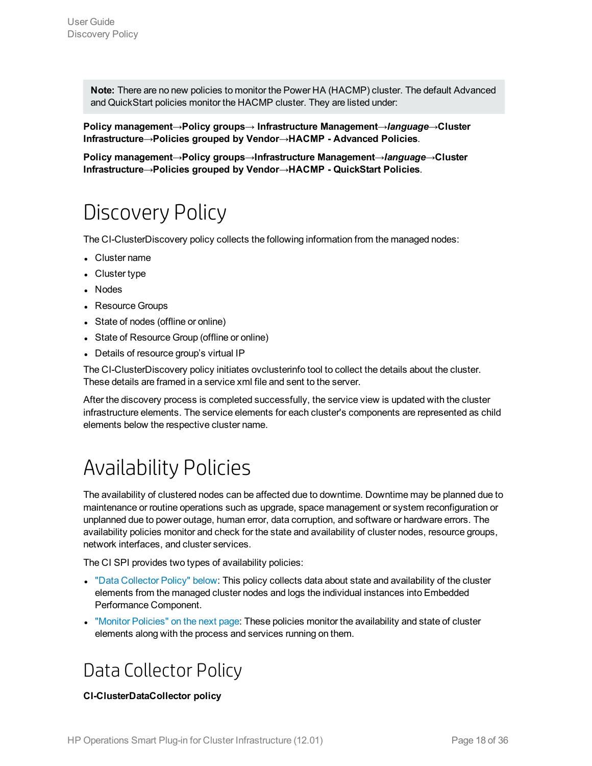**Note:** There are no new policies to monitor the Power HA (HACMP) cluster. The default Advanced and QuickStart policies monitor the HACMP cluster. They are listed under:

**Policy management→Policy groups→ Infrastructure Management→*language*→Cluster Infrastructure→Policies grouped by Vendor→HACMP - Advanced Policies**.

**Policy management→Policy groups→Infrastructure Management→*language*→Cluster Infrastructure→Policies grouped by Vendor→HACMP - QuickStart Policies**.

# Discovery Policy

The CI-ClusterDiscovery policy collects the following information from the managed nodes:

- Cluster name
- Cluster type
- Nodes
- Resource Groups
- State of nodes (offline or online)
- State of Resource Group (offline or online)
- Details of resource group's virtual IP

The CI-ClusterDiscovery policy initiates ovclusterinfo tool to collect the details about the cluster. These details are framed in a service xml file and sent to the server.

After the discovery process is completed successfully, the service view is updated with the cluster infrastructure elements. The service elements for each cluster's components are represented as child elements below the respective cluster name.

# Availability Policies

The availability of clustered nodes can be affected due to downtime. Downtime may be planned due to maintenance or routine operations such as upgrade, space management or system reconfiguration or unplanned due to power outage, human error, data corruption, and software or hardware errors. The availability policies monitor and check for the state and availability of cluster nodes, resource groups, network interfaces, and cluster services.

The CI SPI provides two types of availability policies:

- "Data Collector Policy" below: This policy collects data about state and availability of the cluster elements from the managed cluster nodes and logs the individual instances into Embedded Performance Component.
- "Monitor Policies" on the next page: These policies monitor the availability and state of cluster elements along with the process and services running on them.

## Data Collector Policy

**CI-ClusterDataCollector policy**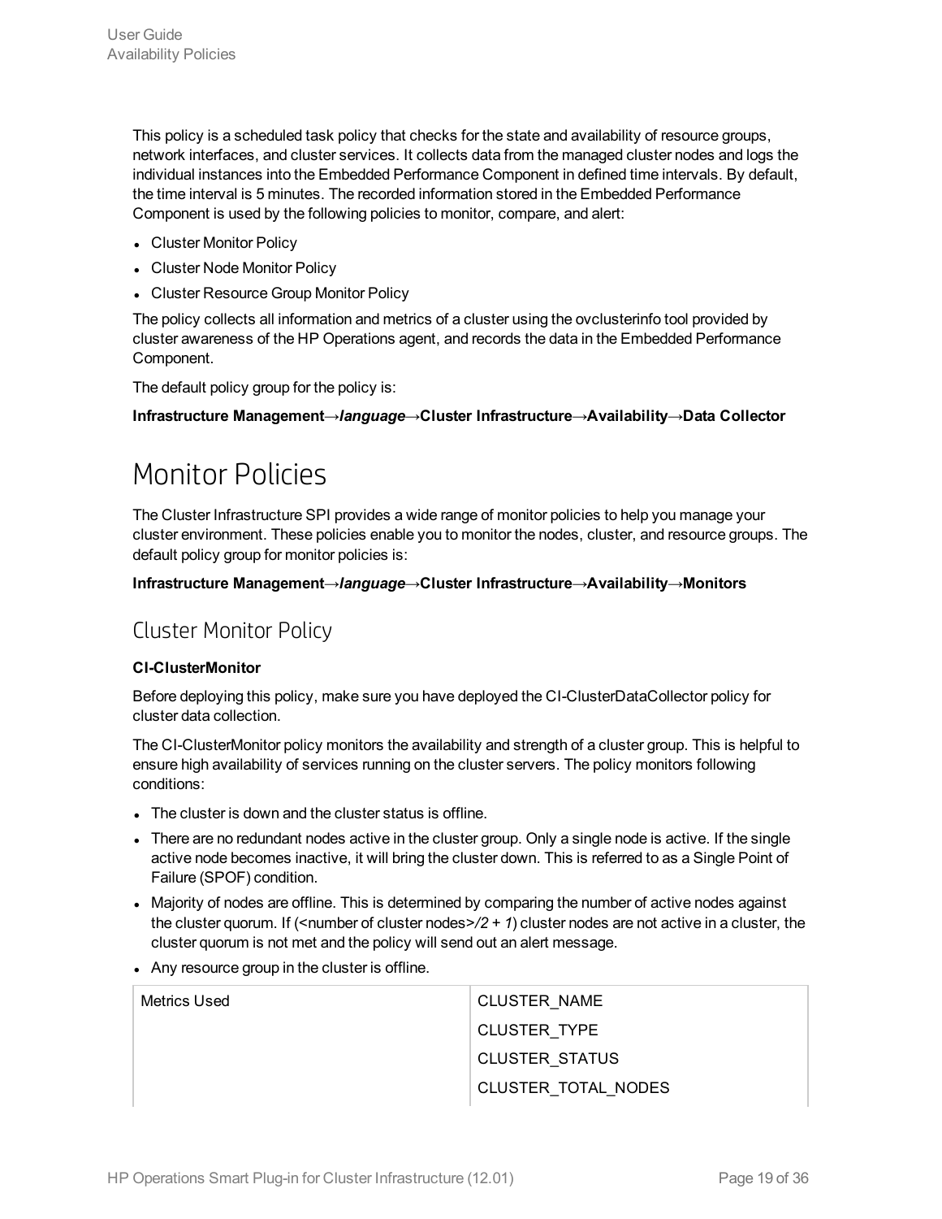This policy is a scheduled task policy that checks for the state and availability of resource groups, network interfaces, and cluster services. It collects data from the managed cluster nodes and logs the individual instances into the Embedded Performance Component in defined time intervals. By default, the time interval is 5 minutes. The recorded information stored in the Embedded Performance Component is used by the following policies to monitor, compare, and alert:

- Cluster Monitor Policy
- Cluster Node Monitor Policy
- Cluster Resource Group Monitor Policy

The policy collects all information and metrics of a cluster using the ovclusterinfo tool provided by cluster awareness of the HP Operations agent, and records the data in the Embedded Performance Component.

The default policy group for the policy is:

**Infrastructure Management→*language*→Cluster Infrastructure→Availability→Data Collector**

# Monitor Policies

The Cluster Infrastructure SPI provides a wide range of monitor policies to help you manage your cluster environment. These policies enable you to monitor the nodes, cluster, and resource groups. The default policy group for monitor policies is:

**Infrastructure Management→*language*→Cluster Infrastructure→Availability→Monitors**

## Cluster Monitor Policy

**CI-ClusterMonitor**

Before deploying this policy, make sure you have deployed the CI-ClusterDataCollector policy for cluster data collection.

The CI-ClusterMonitor policy monitors the availability and strength of a cluster group. This is helpful to ensure high availability of services running on the cluster servers. The policy monitors following conditions:

- The cluster is down and the cluster status is offline.
- There are no redundant nodes active in the cluster group. Only a single node is active. If the single active node becomes inactive, it will bring the cluster down. This is referred to as a Single Point of Failure (SPOF) condition.
- Majority of nodes are offline. This is determined by comparing the number of active nodes against the cluster quorum. If (<number of cluster nodes>*/2 + 1*) cluster nodes are not active in a cluster, the cluster quorum is not met and the policy will send out an alert message.
- Any resource group in the cluster is offline.

| Metrics Used | CLUSTER_NAME |
|---|---|
| | CLUSTER_TYPE |
| | CLUSTER_STATUS |
| | CLUSTER_TOTAL_NODES |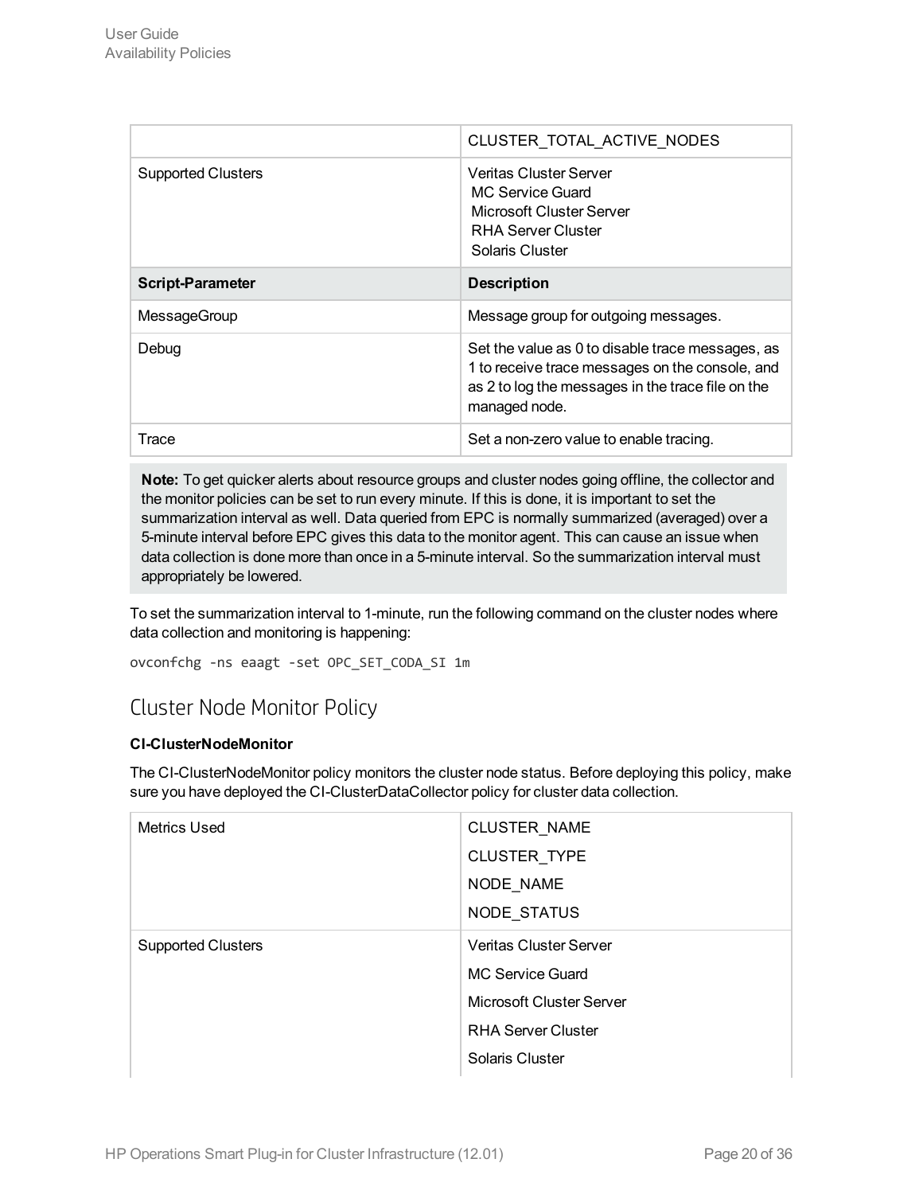|  | CLUSTER_TOTAL_ACTIVE_NODES |
| --- | --- |
| Supported Clusters | Veritas Cluster Server<br>MC Service Guard<br>Microsoft Cluster Server<br>RHA Server Cluster<br>Solaris Cluster |
| **Script-Parameter** | **Description** |
| MessageGroup | Message group for outgoing messages. |
| Debug | Set the value as 0 to disable trace messages, as 1 to receive trace messages on the console, and as 2 to log the messages in the trace file on the managed node. |
| Trace | Set a non-zero value to enable tracing. |

**Note:** To get quicker alerts about resource groups and cluster nodes going offline, the collector and the monitor policies can be set to run every minute. If this is done, it is important to set the summarization interval as well. Data queried from EPC is normally summarized (averaged) over a 5-minute interval before EPC gives this data to the monitor agent. This can cause an issue when data collection is done more than once in a 5-minute interval. So the summarization interval must appropriately be lowered.

To set the summarization interval to 1-minute, run the following command on the cluster nodes where data collection and monitoring is happening:

```
ovconfchg -ns eaagt -set OPC_SET_CODA_SI 1m
```

## Cluster Node Monitor Policy

**CI-ClusterNodeMonitor**

The CI-ClusterNodeMonitor policy monitors the cluster node status. Before deploying this policy, make sure you have deployed the CI-ClusterDataCollector policy for cluster data collection.

| Metrics Used | CLUSTER_NAME<br>CLUSTER_TYPE<br>NODE_NAME<br>NODE_STATUS |
| --- | --- |
| Supported Clusters | Veritas Cluster Server<br>MC Service Guard<br>Microsoft Cluster Server<br>RHA Server Cluster<br>Solaris Cluster |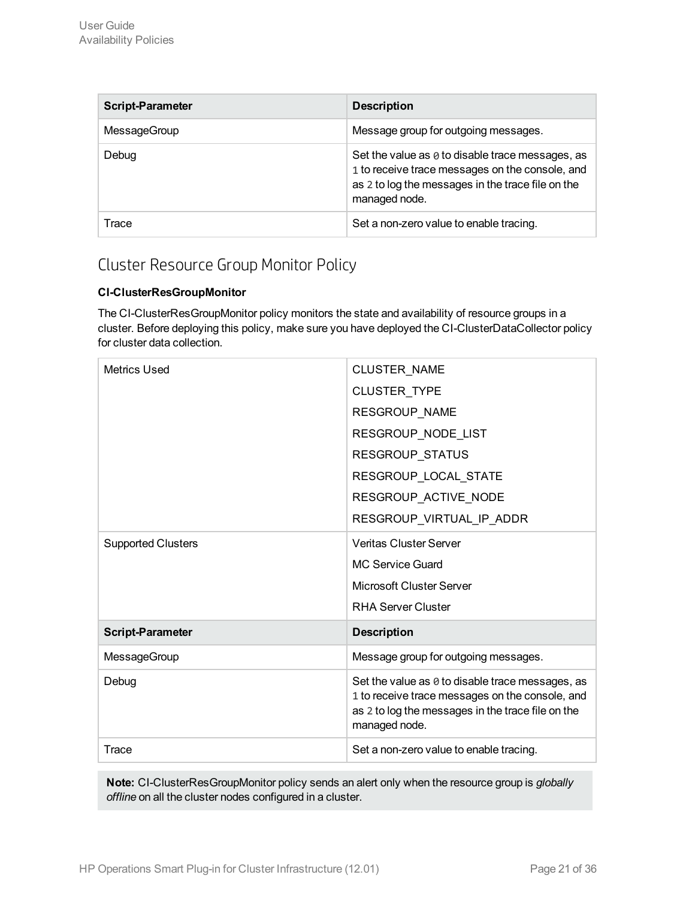| Script-Parameter | Description |
| --- | --- |
| MessageGroup | Message group for outgoing messages. |
| Debug | Set the value as 0 to disable trace messages, as 1 to receive trace messages on the console, and as 2 to log the messages in the trace file on the managed node. |
| Trace | Set a non-zero value to enable tracing. |

## Cluster Resource Group Monitor Policy

**CI-ClusterResGroupMonitor**

The CI-ClusterResGroupMonitor policy monitors the state and availability of resource groups in a cluster. Before deploying this policy, make sure you have deployed the CI-ClusterDataCollector policy for cluster data collection.

| Metrics Used | CLUSTER_NAME<br>CLUSTER_TYPE<br>RESGROUP_NAME<br>RESGROUP_NODE_LIST<br>RESGROUP_STATUS<br>RESGROUP_LOCAL_STATE<br>RESGROUP_ACTIVE_NODE<br>RESGROUP_VIRTUAL_IP_ADDR |
| --- | --- |
| Supported Clusters | Veritas Cluster Server<br>MC Service Guard<br>Microsoft Cluster Server<br>RHA Server Cluster |
| **Script-Parameter** | **Description** |
| MessageGroup | Message group for outgoing messages. |
| Debug | Set the value as 0 to disable trace messages, as 1 to receive trace messages on the console, and as 2 to log the messages in the trace file on the managed node. |
| Trace | Set a non-zero value to enable tracing. |

**Note:** CI-ClusterResGroupMonitor policy sends an alert only when the resource group is *globally offline* on all the cluster nodes configured in a cluster.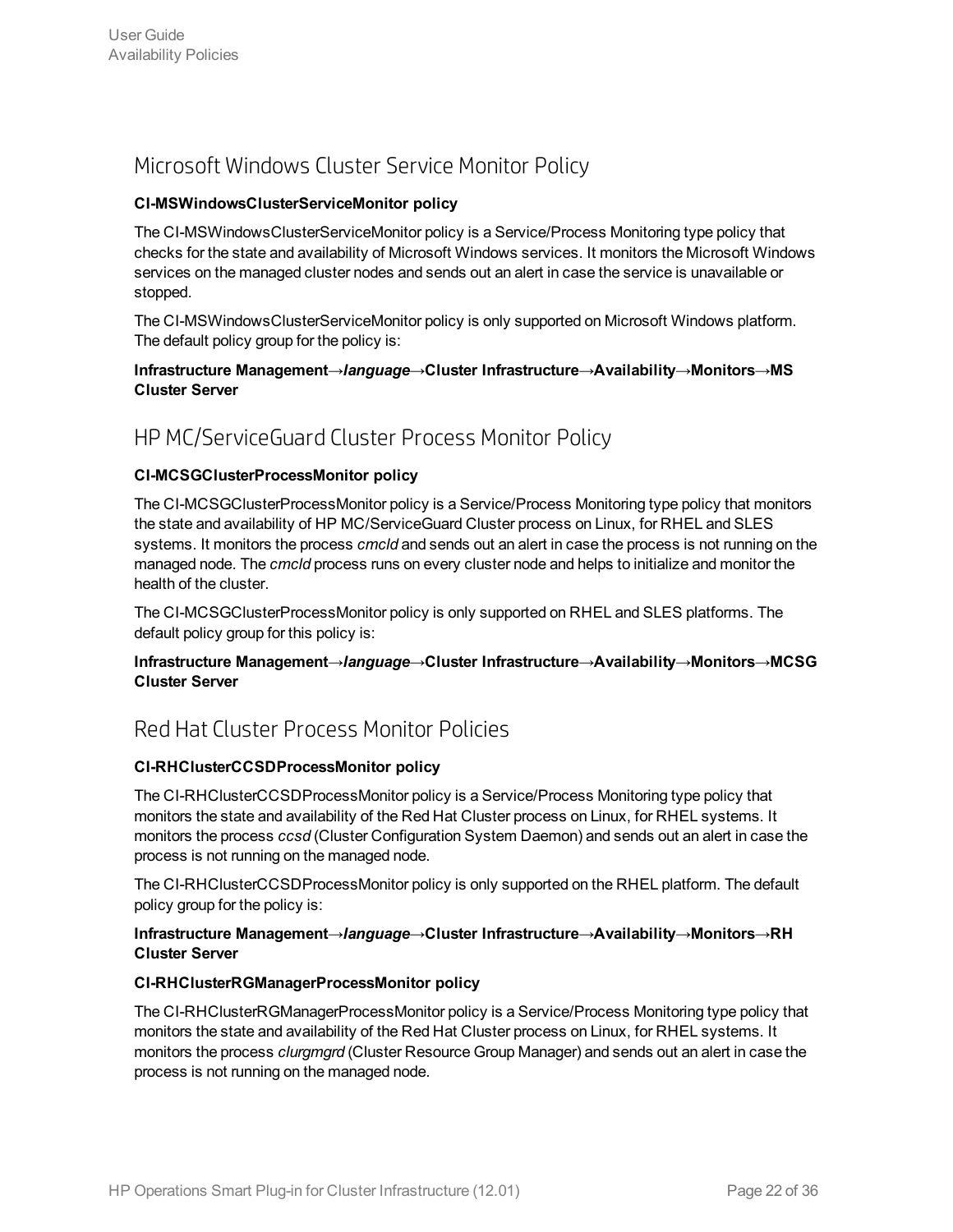## Microsoft Windows Cluster Service Monitor Policy

**CI-MSWindowsClusterServiceMonitor policy**

The CI-MSWindowsClusterServiceMonitor policy is a Service/Process Monitoring type policy that checks for the state and availability of Microsoft Windows services. It monitors the Microsoft Windows services on the managed cluster nodes and sends out an alert in case the service is unavailable or stopped.

The CI-MSWindowsClusterServiceMonitor policy is only supported on Microsoft Windows platform. The default policy group for the policy is:

**Infrastructure Management→*language*→Cluster Infrastructure→Availability→Monitors→MS Cluster Server**

## HP MC/ServiceGuard Cluster Process Monitor Policy

**CI-MCSGClusterProcessMonitor policy**

The CI-MCSGClusterProcessMonitor policy is a Service/Process Monitoring type policy that monitors the state and availability of HP MC/ServiceGuard Cluster process on Linux, for RHEL and SLES systems. It monitors the process *cmcld* and sends out an alert in case the process is not running on the managed node. The *cmcld* process runs on every cluster node and helps to initialize and monitor the health of the cluster.

The CI-MCSGClusterProcessMonitor policy is only supported on RHEL and SLES platforms. The default policy group for this policy is:

**Infrastructure Management→*language*→Cluster Infrastructure→Availability→Monitors→MCSG Cluster Server**

## Red Hat Cluster Process Monitor Policies

**CI-RHClusterCCSDProcessMonitor policy**

The CI-RHClusterCCSDProcessMonitor policy is a Service/Process Monitoring type policy that monitors the state and availability of the Red Hat Cluster process on Linux, for RHEL systems. It monitors the process *ccsd* (Cluster Configuration System Daemon) and sends out an alert in case the process is not running on the managed node.

The CI-RHClusterCCSDProcessMonitor policy is only supported on the RHEL platform. The default policy group for the policy is:

**Infrastructure Management→*language*→Cluster Infrastructure→Availability→Monitors→RH Cluster Server**

**CI-RHClusterRGManagerProcessMonitor policy**

The CI-RHClusterRGManagerProcessMonitor policy is a Service/Process Monitoring type policy that monitors the state and availability of the Red Hat Cluster process on Linux, for RHEL systems. It monitors the process *clurgmgrd* (Cluster Resource Group Manager) and sends out an alert in case the process is not running on the managed node.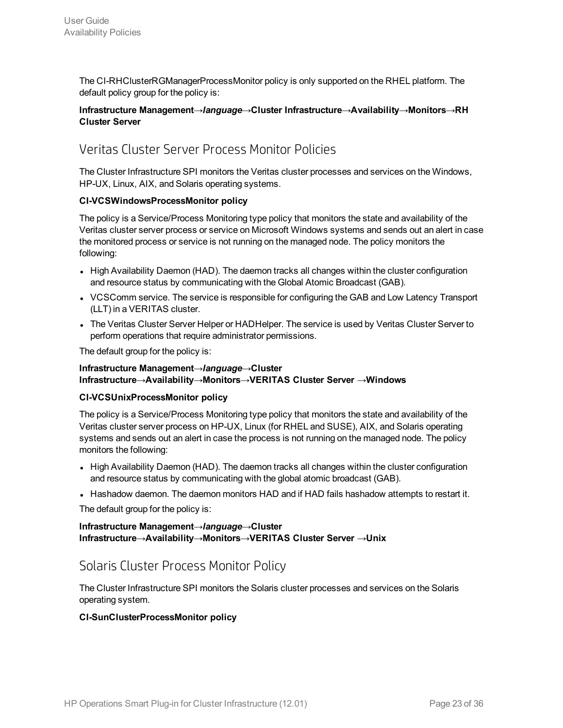The CI-RHClusterRGManagerProcessMonitor policy is only supported on the RHEL platform. The default policy group for the policy is:

**Infrastructure Management→*language*→Cluster Infrastructure→Availability→Monitors→RH Cluster Server**

## Veritas Cluster Server Process Monitor Policies

The Cluster Infrastructure SPI monitors the Veritas cluster processes and services on the Windows, HP-UX, Linux, AIX, and Solaris operating systems.

**CI-VCSWindowsProcessMonitor policy**

The policy is a Service/Process Monitoring type policy that monitors the state and availability of the Veritas cluster server process or service on Microsoft Windows systems and sends out an alert in case the monitored process or service is not running on the managed node. The policy monitors the following:

- High Availability Daemon (HAD). The daemon tracks all changes within the cluster configuration and resource status by communicating with the Global Atomic Broadcast (GAB).
- VCSComm service. The service is responsible for configuring the GAB and Low Latency Transport (LLT) in a VERITAS cluster.
- The Veritas Cluster Server Helper or HADHelper. The service is used by Veritas Cluster Server to perform operations that require administrator permissions.

The default group for the policy is:

**Infrastructure Management→*language*→Cluster Infrastructure→Availability→Monitors→VERITAS Cluster Server →Windows**

**CI-VCSUnixProcessMonitor policy**

The policy is a Service/Process Monitoring type policy that monitors the state and availability of the Veritas cluster server process on HP-UX, Linux (for RHEL and SUSE), AIX, and Solaris operating systems and sends out an alert in case the process is not running on the managed node. The policy monitors the following:

- High Availability Daemon (HAD). The daemon tracks all changes within the cluster configuration and resource status by communicating with the global atomic broadcast (GAB).
- Hashadow daemon. The daemon monitors HAD and if HAD fails hashadow attempts to restart it.

The default group for the policy is:

**Infrastructure Management→*language*→Cluster Infrastructure→Availability→Monitors→VERITAS Cluster Server →Unix**

## Solaris Cluster Process Monitor Policy

The Cluster Infrastructure SPI monitors the Solaris cluster processes and services on the Solaris operating system.

**CI-SunClusterProcessMonitor policy**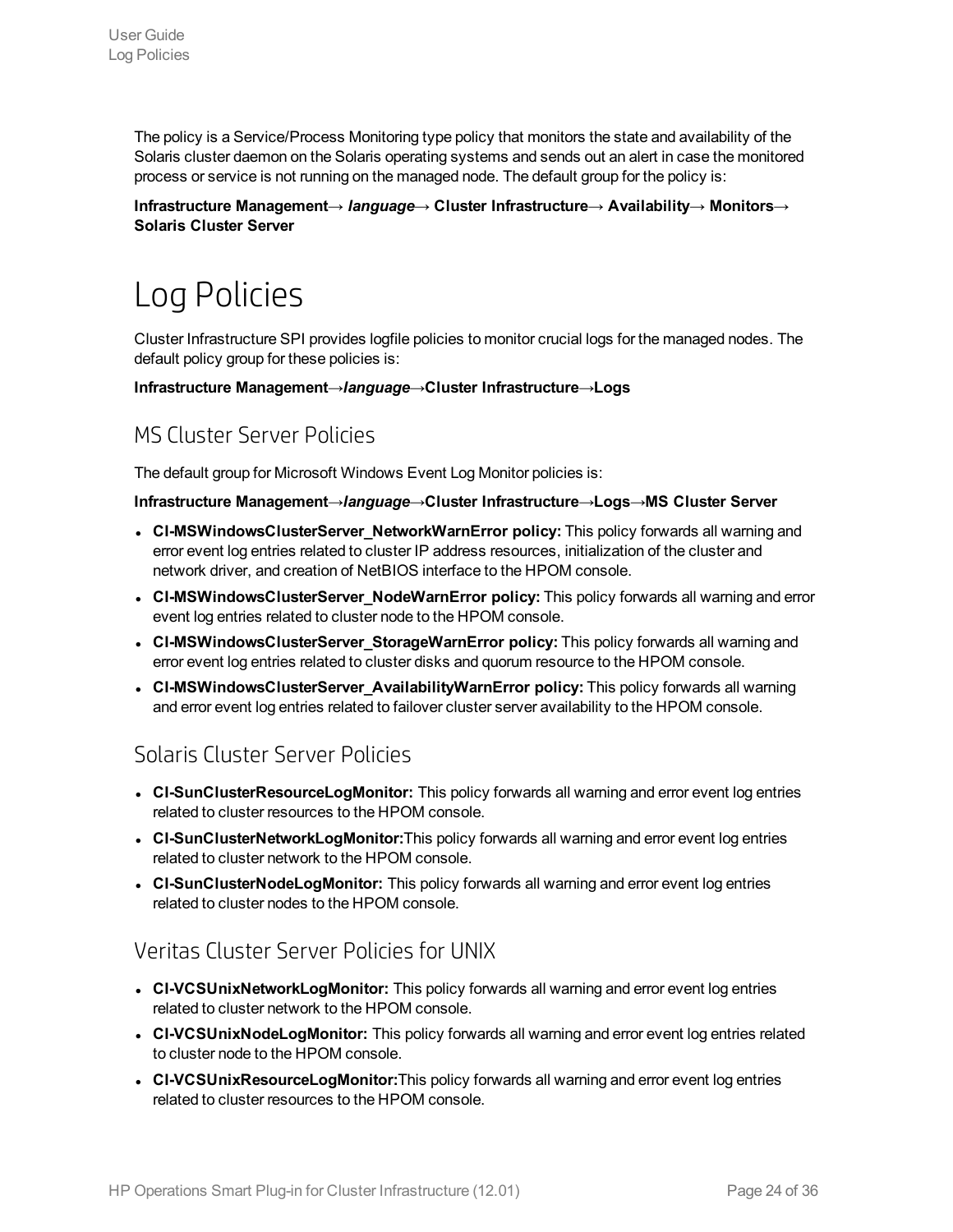The policy is a Service/Process Monitoring type policy that monitors the state and availability of the Solaris cluster daemon on the Solaris operating systems and sends out an alert in case the monitored process or service is not running on the managed node. The default group for the policy is:

**Infrastructure Management→ *language*→ Cluster Infrastructure→ Availability→ Monitors→ Solaris Cluster Server**

# Log Policies

Cluster Infrastructure SPI provides logfile policies to monitor crucial logs for the managed nodes. The default policy group for these policies is:

**Infrastructure Management→*language*→Cluster Infrastructure→Logs**

## MS Cluster Server Policies

The default group for Microsoft Windows Event Log Monitor policies is:

**Infrastructure Management→*language*→Cluster Infrastructure→Logs→MS Cluster Server**

- **CI-MSWindowsClusterServer_NetworkWarnError policy:** This policy forwards all warning and error event log entries related to cluster IP address resources, initialization of the cluster and network driver, and creation of NetBIOS interface to the HPOM console.
- **CI-MSWindowsClusterServer_NodeWarnError policy:** This policy forwards all warning and error event log entries related to cluster node to the HPOM console.
- **CI-MSWindowsClusterServer_StorageWarnError policy:** This policy forwards all warning and error event log entries related to cluster disks and quorum resource to the HPOM console.
- **CI-MSWindowsClusterServer_AvailabilityWarnError policy:** This policy forwards all warning and error event log entries related to failover cluster server availability to the HPOM console.

## Solaris Cluster Server Policies

- **CI-SunClusterResourceLogMonitor:** This policy forwards all warning and error event log entries related to cluster resources to the HPOM console.
- **CI-SunClusterNetworkLogMonitor:**This policy forwards all warning and error event log entries related to cluster network to the HPOM console.
- **CI-SunClusterNodeLogMonitor:** This policy forwards all warning and error event log entries related to cluster nodes to the HPOM console.

## Veritas Cluster Server Policies for UNIX

- **CI-VCSUnixNetworkLogMonitor:** This policy forwards all warning and error event log entries related to cluster network to the HPOM console.
- **CI-VCSUnixNodeLogMonitor:** This policy forwards all warning and error event log entries related to cluster node to the HPOM console.
- **CI-VCSUnixResourceLogMonitor:**This policy forwards all warning and error event log entries related to cluster resources to the HPOM console.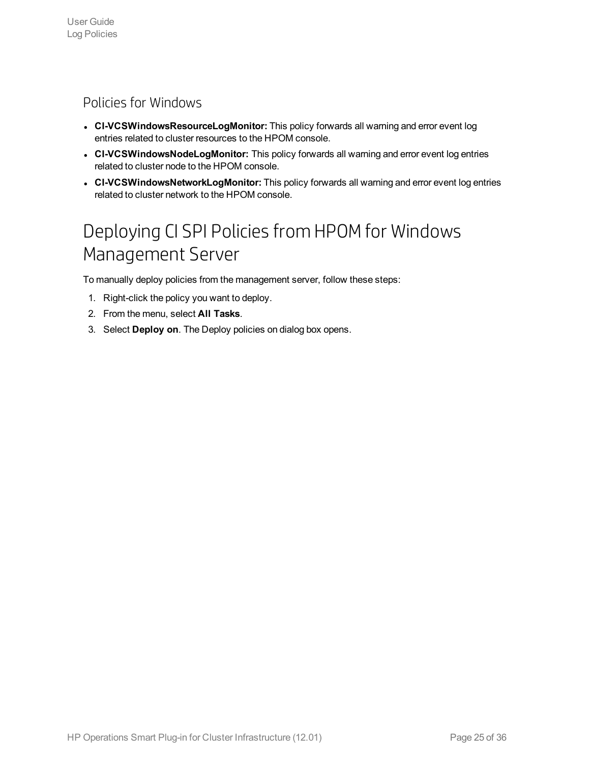## Policies for Windows

- **CI-VCSWindowsResourceLogMonitor:** This policy forwards all warning and error event log entries related to cluster resources to the HPOM console.
- **CI-VCSWindowsNodeLogMonitor:** This policy forwards all warning and error event log entries related to cluster node to the HPOM console.
- **CI-VCSWindowsNetworkLogMonitor:** This policy forwards all warning and error event log entries related to cluster network to the HPOM console.

# Deploying CI SPI Policies from HPOM for Windows Management Server

To manually deploy policies from the management server, follow these steps:

1. Right-click the policy you want to deploy.
2. From the menu, select **All Tasks**.
3. Select **Deploy on**. The Deploy policies on dialog box opens.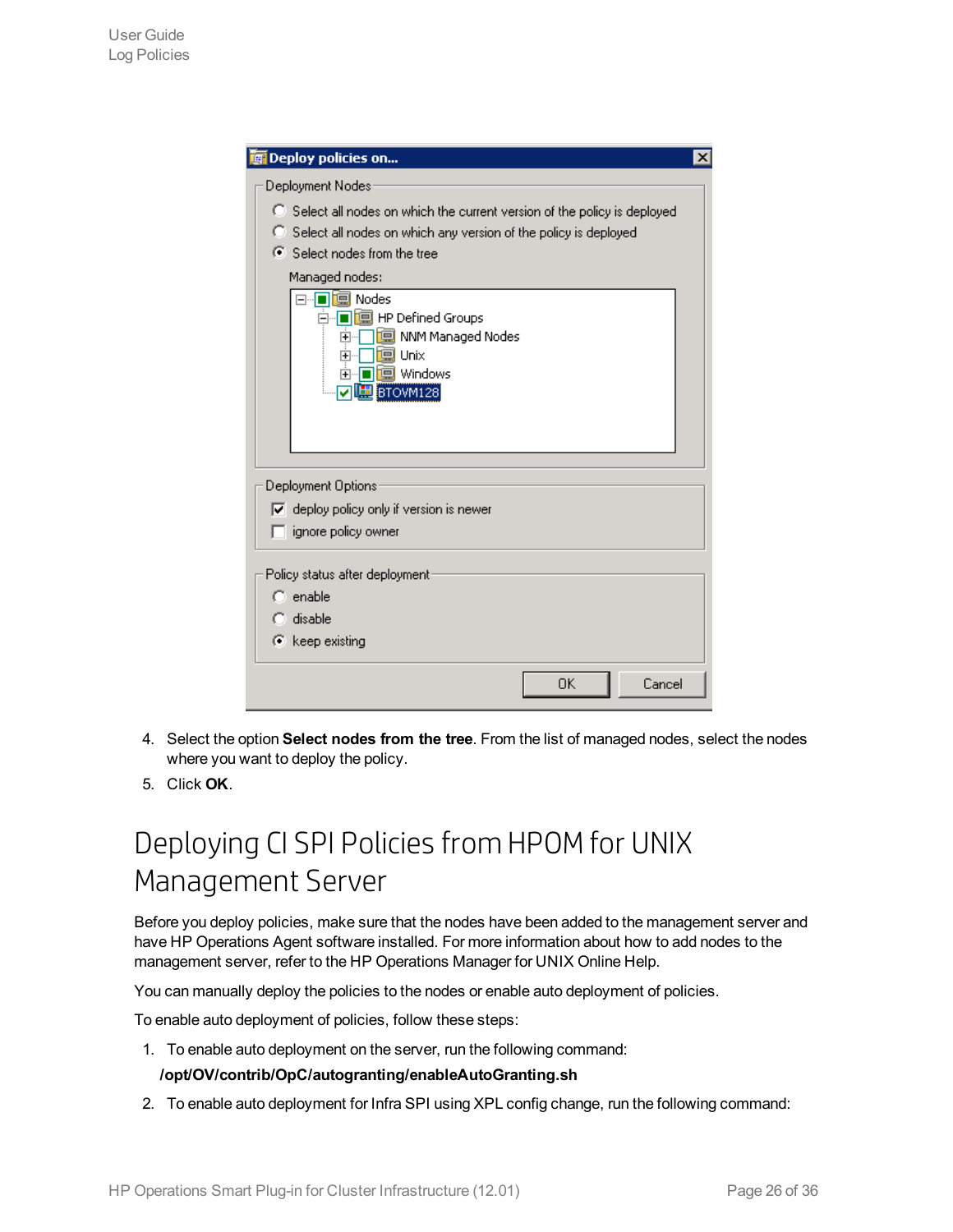4. Select the option **Select nodes from the tree**. From the list of managed nodes, select the nodes where you want to deploy the policy.
5. Click **OK**.

# Deploying CI SPI Policies from HPOM for UNIX Management Server

Before you deploy policies, make sure that the nodes have been added to the management server and have HP Operations Agent software installed. For more information about how to add nodes to the management server, refer to the HP Operations Manager for UNIX Online Help.

You can manually deploy the policies to the nodes or enable auto deployment of policies.

To enable auto deployment of policies, follow these steps:

1. To enable auto deployment on the server, run the following command:

   **/opt/OV/contrib/OpC/autogranting/enableAutoGranting.sh**

2. To enable auto deployment for Infra SPI using XPL config change, run the following command: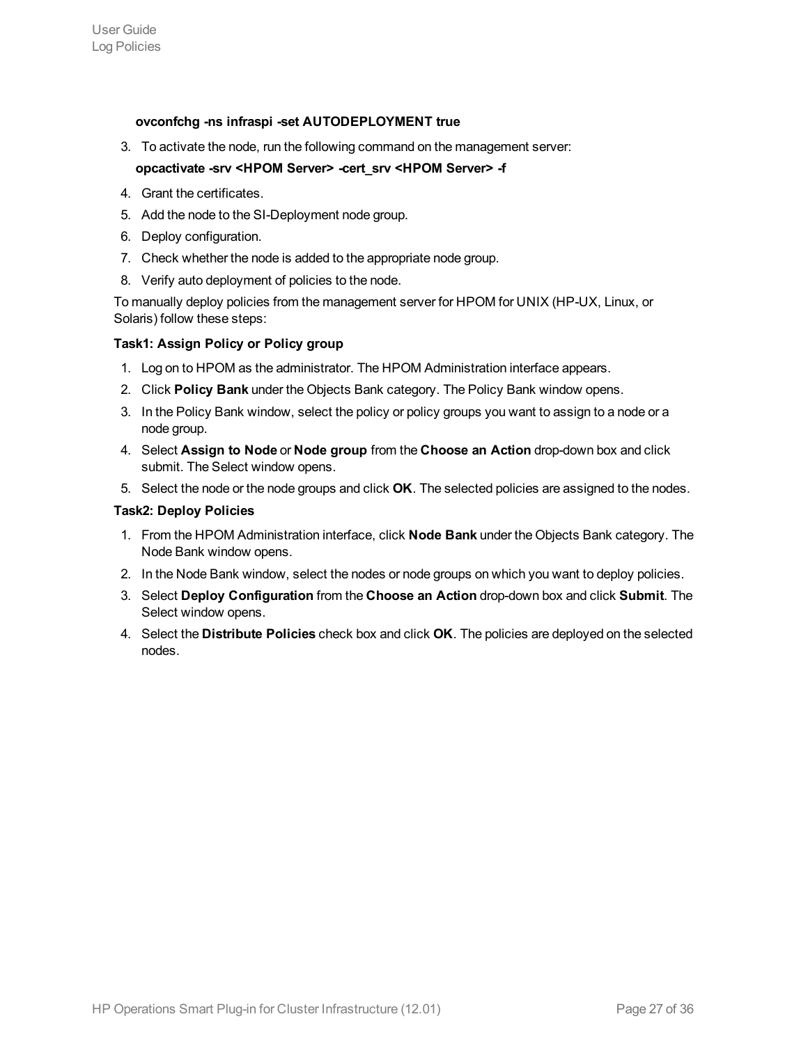**ovconfchg -ns infraspi -set AUTODEPLOYMENT true**

3. To activate the node, run the following command on the management server:

   **opcactivate -srv <HPOM Server> -cert_srv <HPOM Server> -f**

4. Grant the certificates.
5. Add the node to the SI-Deployment node group.
6. Deploy configuration.
7. Check whether the node is added to the appropriate node group.
8. Verify auto deployment of policies to the node.

To manually deploy policies from the management server for HPOM for UNIX (HP-UX, Linux, or Solaris) follow these steps:

**Task1: Assign Policy or Policy group**

1. Log on to HPOM as the administrator. The HPOM Administration interface appears.
2. Click **Policy Bank** under the Objects Bank category. The Policy Bank window opens.
3. In the Policy Bank window, select the policy or policy groups you want to assign to a node or a node group.
4. Select **Assign to Node** or **Node group** from the **Choose an Action** drop-down box and click submit. The Select window opens.
5. Select the node or the node groups and click **OK**. The selected policies are assigned to the nodes.

**Task2: Deploy Policies**

1. From the HPOM Administration interface, click **Node Bank** under the Objects Bank category. The Node Bank window opens.
2. In the Node Bank window, select the nodes or node groups on which you want to deploy policies.
3. Select **Deploy Configuration** from the **Choose an Action** drop-down box and click **Submit**. The Select window opens.
4. Select the **Distribute Policies** check box and click **OK**. The policies are deployed on the selected nodes.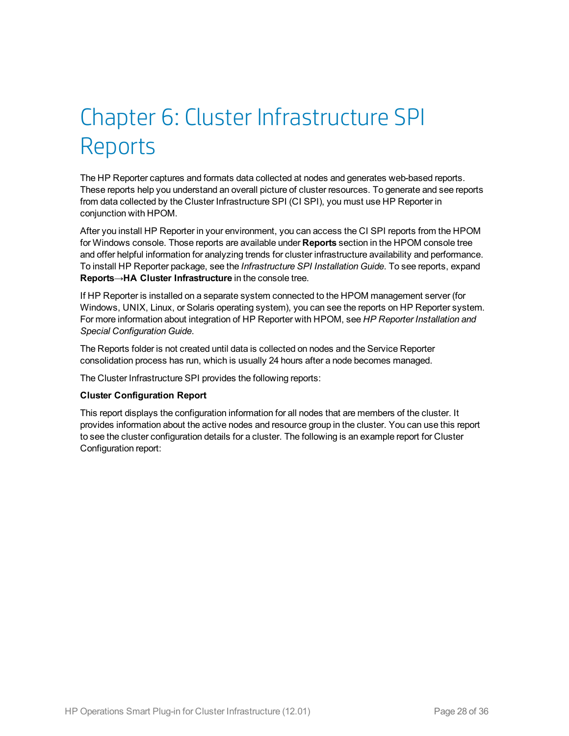# Chapter 6: Cluster Infrastructure SPI Reports

The HP Reporter captures and formats data collected at nodes and generates web-based reports. These reports help you understand an overall picture of cluster resources. To generate and see reports from data collected by the Cluster Infrastructure SPI (CI SPI), you must use HP Reporter in conjunction with HPOM.

After you install HP Reporter in your environment, you can access the CI SPI reports from the HPOM for Windows console. Those reports are available under **Reports** section in the HPOM console tree and offer helpful information for analyzing trends for cluster infrastructure availability and performance. To install HP Reporter package, see the *Infrastructure SPI Installation Guide*. To see reports, expand **Reports→HA Cluster Infrastructure** in the console tree.

If HP Reporter is installed on a separate system connected to the HPOM management server (for Windows, UNIX, Linux, or Solaris operating system), you can see the reports on HP Reporter system. For more information about integration of HP Reporter with HPOM, see *HP Reporter Installation and Special Configuration Guide*.

The Reports folder is not created until data is collected on nodes and the Service Reporter consolidation process has run, which is usually 24 hours after a node becomes managed.

The Cluster Infrastructure SPI provides the following reports:

**Cluster Configuration Report**

This report displays the configuration information for all nodes that are members of the cluster. It provides information about the active nodes and resource group in the cluster. You can use this report to see the cluster configuration details for a cluster. The following is an example report for Cluster Configuration report: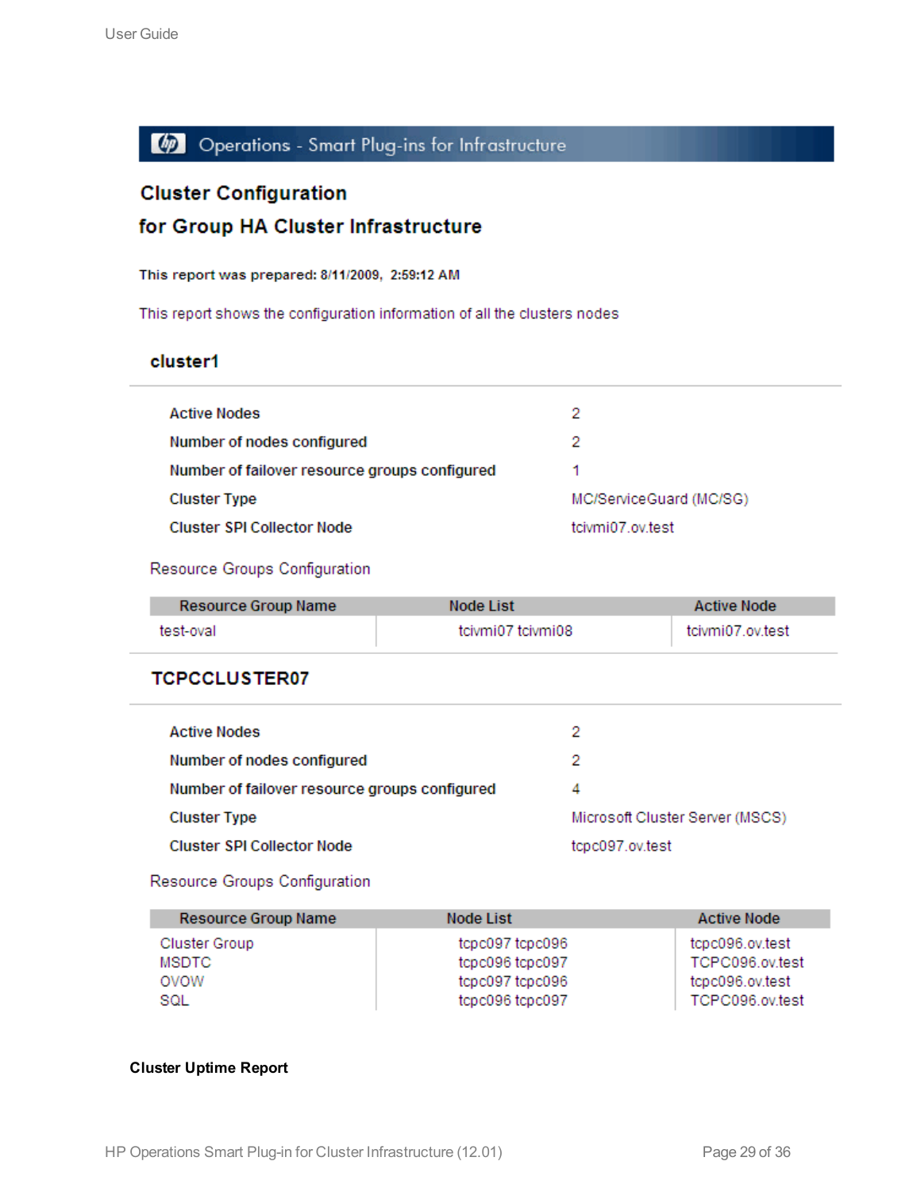Operations - Smart Plug-ins for Infrastructure

## Cluster Configuration

## for Group HA Cluster Infrastructure

**This report was prepared: 8/11/2009, 2:59:12 AM**

This report shows the configuration information of all the clusters nodes

### cluster1

| | |
|---|---|
| **Active Nodes** | 2 |
| **Number of nodes configured** | 2 |
| **Number of failover resource groups configured** | 1 |
| **Cluster Type** | MC/ServiceGuard (MC/SG) |
| **Cluster SPI Collector Node** | tcivmi07.ov.test |

Resource Groups Configuration

| Resource Group Name | Node List | Active Node |
|---|---|---|
| test-oval | tcivmi07 tcivmi08 | tcivmi07.ov.test |

### TCPCCLUSTER07

| | |
|---|---|
| **Active Nodes** | 2 |
| **Number of nodes configured** | 2 |
| **Number of failover resource groups configured** | 4 |
| **Cluster Type** | Microsoft Cluster Server (MSCS) |
| **Cluster SPI Collector Node** | tcpc097.ov.test |

Resource Groups Configuration

| Resource Group Name | Node List | Active Node |
|---|---|---|
| Cluster Group | tcpc097 tcpc096 | tcpc096.ov.test |
| MSDTC | tcpc096 tcpc097 | TCPC096.ov.test |
| OVOW | tcpc097 tcpc096 | tcpc096.ov.test |
| SQL | tcpc096 tcpc097 | TCPC096.ov.test |

**Cluster Uptime Report**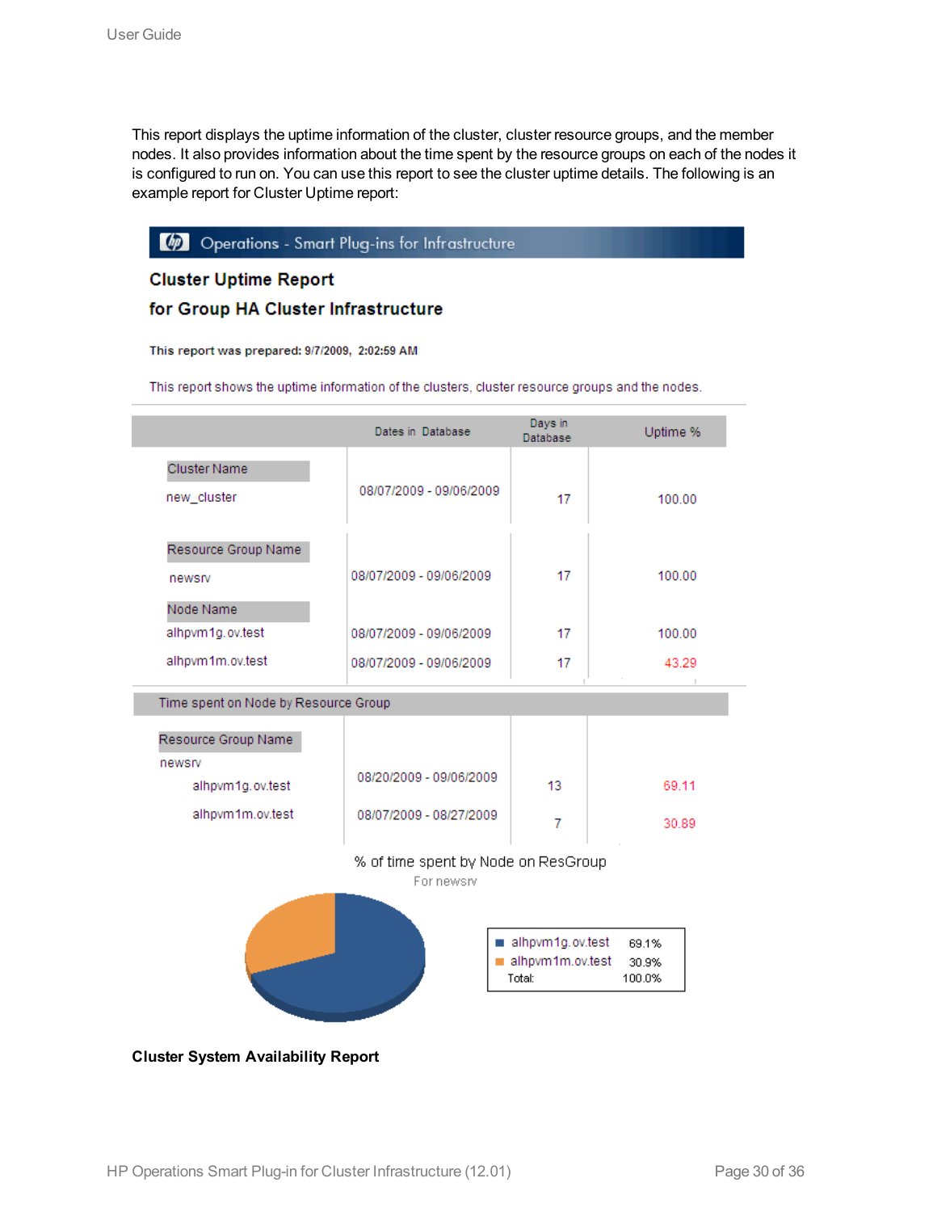This report displays the uptime information of the cluster, cluster resource groups, and the member nodes. It also provides information about the time spent by the resource groups on each of the nodes it is configured to run on. You can use this report to see the cluster uptime details. The following is an example report for Cluster Uptime report:

Operations - Smart Plug-ins for Infrastructure

**Cluster Uptime Report**

**for Group HA Cluster Infrastructure**

**This report was prepared: 9/7/2009, 2:02:59 AM**

This report shows the uptime information of the clusters, cluster resource groups and the nodes.

| | Dates in Database | Days in Database | Uptime % |
|---|---|---|---|
| **Cluster Name** | | | |
| new_cluster | 08/07/2009 - 09/06/2009 | 17 | 100.00 |
| **Resource Group Name** | | | |
| newsrv | 08/07/2009 - 09/06/2009 | 17 | 100.00 |
| **Node Name** | | | |
| alhpvm1g.ov.test | 08/07/2009 - 09/06/2009 | 17 | 100.00 |
| alhpvm1m.ov.test | 08/07/2009 - 09/06/2009 | 17 | 43.29 |
| **Time spent on Node by Resource Group** | | | |
| **Resource Group Name** | | | |
| newsrv | | | |
| alhpvm1g.ov.test | 08/20/2009 - 09/06/2009 | 13 | 69.11 |
| alhpvm1m.ov.test | 08/07/2009 - 08/27/2009 | 7 | 30.89 |

% of time spent by Node on ResGroup

For newsrv

| Node | % |
|---|---|
| alhpvm1g.ov.test | 69.1% |
| alhpvm1m.ov.test | 30.9% |
| Total: | 100.0% |

**Cluster System Availability Report**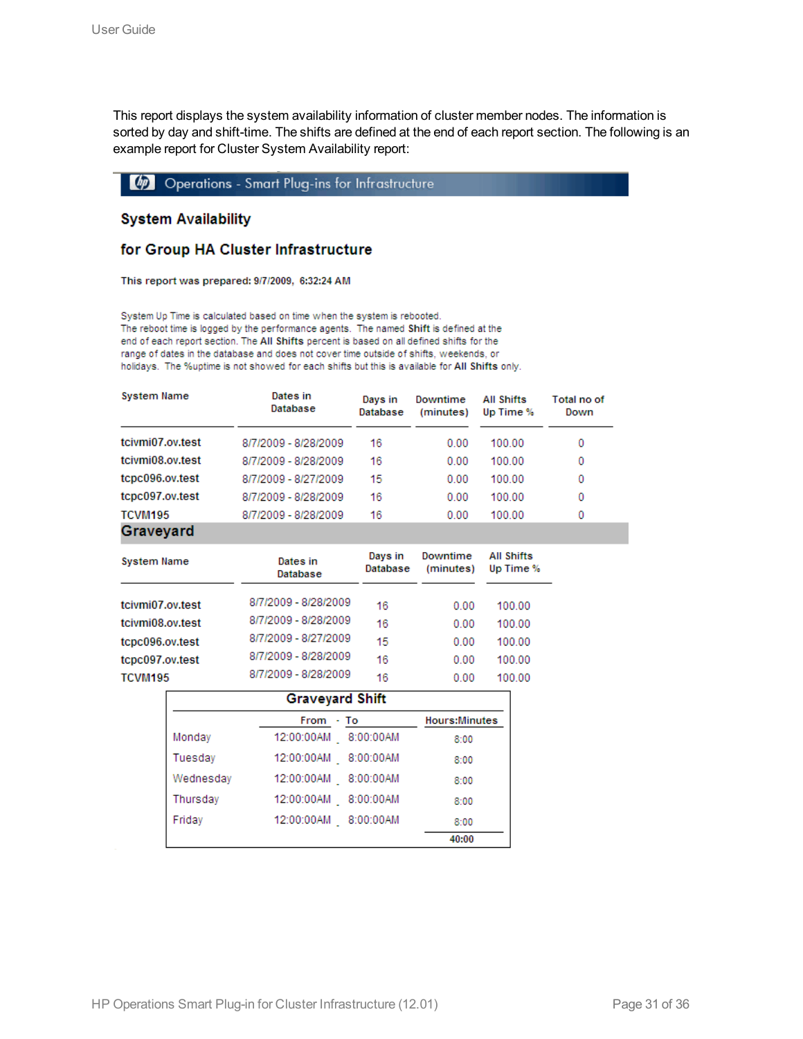This report displays the system availability information of cluster member nodes. The information is sorted by day and shift-time. The shifts are defined at the end of each report section. The following is an example report for Cluster System Availability report:

Operations - Smart Plug-ins for Infrastructure

## System Availability

## for Group HA Cluster Infrastructure

**This report was prepared: 9/7/2009, 6:32:24 AM**

System Up Time is calculated based on time when the system is rebooted. The reboot time is logged by the performance agents. The named **Shift** is defined at the end of each report section. The **All Shifts** percent is based on all defined shifts for the range of dates in the database and does not cover time outside of shifts, weekends, or holidays. The %uptime is not showed for each shifts but this is available for **All Shifts** only.

| System Name | Dates in Database | Days in Database | Downtime (minutes) | All Shifts Up Time % | Total no of Down |
|---|---|---|---|---|---|
| tcivmi07.ov.test | 8/7/2009 - 8/28/2009 | 16 | 0.00 | 100.00 | 0 |
| tcivmi08.ov.test | 8/7/2009 - 8/28/2009 | 16 | 0.00 | 100.00 | 0 |
| tcpc096.ov.test | 8/7/2009 - 8/27/2009 | 15 | 0.00 | 100.00 | 0 |
| tcpc097.ov.test | 8/7/2009 - 8/28/2009 | 16 | 0.00 | 100.00 | 0 |
| TCVM195 | 8/7/2009 - 8/28/2009 | 16 | 0.00 | 100.00 | 0 |

### Graveyard

| System Name | Dates in Database | Days in Database | Downtime (minutes) | All Shifts Up Time % |
|---|---|---|---|---|
| tcivmi07.ov.test | 8/7/2009 - 8/28/2009 | 16 | 0.00 | 100.00 |
| tcivmi08.ov.test | 8/7/2009 - 8/28/2009 | 16 | 0.00 | 100.00 |
| tcpc096.ov.test | 8/7/2009 - 8/27/2009 | 15 | 0.00 | 100.00 |
| tcpc097.ov.test | 8/7/2009 - 8/28/2009 | 16 | 0.00 | 100.00 |
| TCVM195 | 8/7/2009 - 8/28/2009 | 16 | 0.00 | 100.00 |

**Graveyard Shift**

| | From | To | Hours:Minutes |
|---|---|---|---|
| Monday | 12:00:00AM | 8:00:00AM | 8:00 |
| Tuesday | 12:00:00AM | 8:00:00AM | 8:00 |
| Wednesday | 12:00:00AM | 8:00:00AM | 8:00 |
| Thursday | 12:00:00AM | 8:00:00AM | 8:00 |
| Friday | 12:00:00AM | 8:00:00AM | 8:00 |
| | | | **40:00** |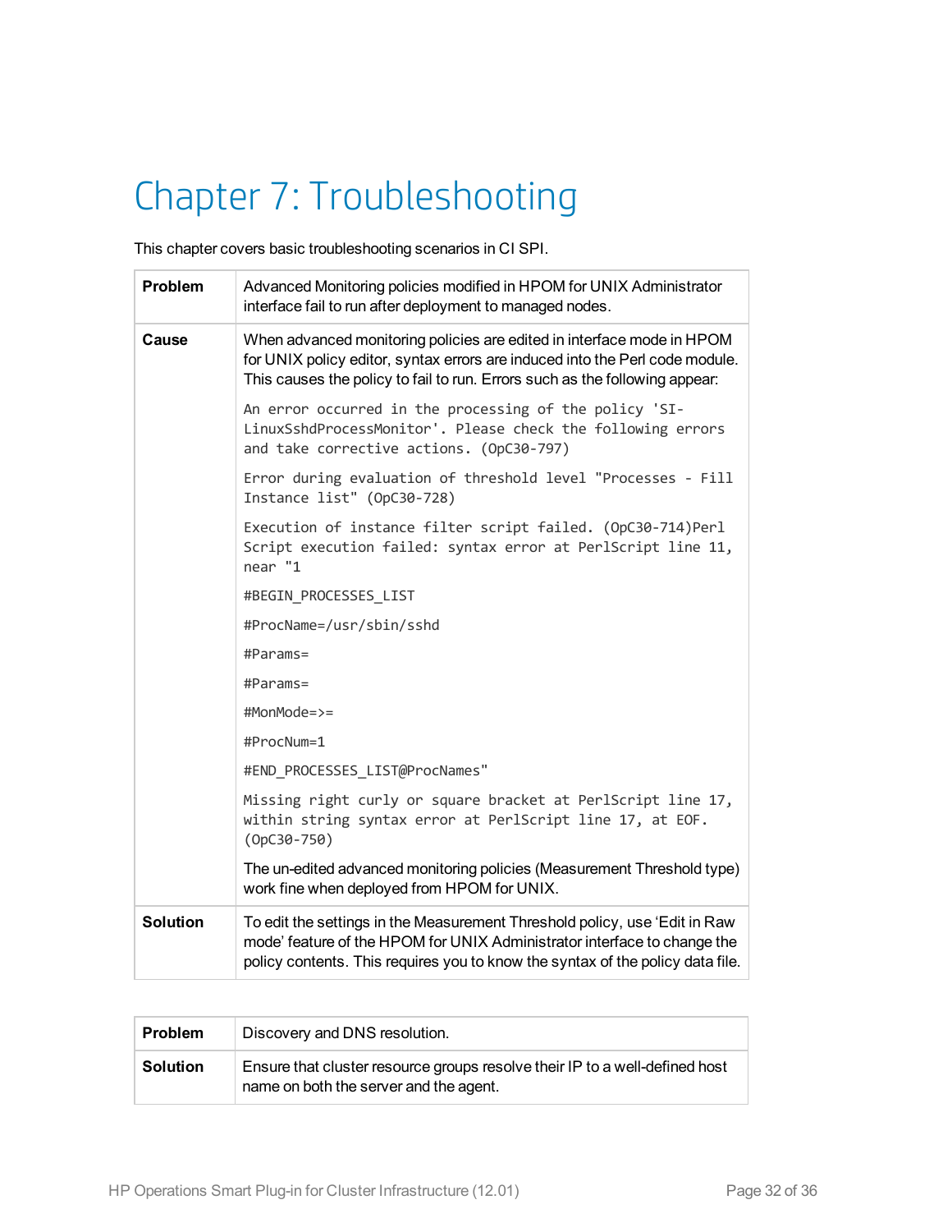# Chapter 7: Troubleshooting

This chapter covers basic troubleshooting scenarios in CI SPI.

| **Problem** | Advanced Monitoring policies modified in HPOM for UNIX Administrator interface fail to run after deployment to managed nodes. |
|---|---|
| **Cause** | When advanced monitoring policies are edited in interface mode in HPOM for UNIX policy editor, syntax errors are induced into the Perl code module. This causes the policy to fail to run. Errors such as the following appear:<br><br>`An error occurred in the processing of the policy 'SI-LinuxSshdProcessMonitor'. Please check the following errors and take corrective actions. (OpC30-797)`<br><br>`Error during evaluation of threshold level "Processes - Fill Instance list" (OpC30-728)`<br><br>`Execution of instance filter script failed. (OpC30-714)Perl Script execution failed: syntax error at PerlScript line 11, near "1`<br><br>`#BEGIN_PROCESSES_LIST`<br><br>`#ProcName=/usr/sbin/sshd`<br><br>`#Params=`<br><br>`#Params=`<br><br>`#MonMode=>=`<br><br>`#ProcNum=1`<br><br>`#END_PROCESSES_LIST@ProcNames"`<br><br>`Missing right curly or square bracket at PerlScript line 17, within string syntax error at PerlScript line 17, at EOF. (OpC30-750)`<br><br>The un-edited advanced monitoring policies (Measurement Threshold type) work fine when deployed from HPOM for UNIX. |
| **Solution** | To edit the settings in the Measurement Threshold policy, use 'Edit in Raw mode' feature of the HPOM for UNIX Administrator interface to change the policy contents. This requires you to know the syntax of the policy data file. |

| **Problem** | Discovery and DNS resolution. |
|---|---|
| **Solution** | Ensure that cluster resource groups resolve their IP to a well-defined host name on both the server and the agent. |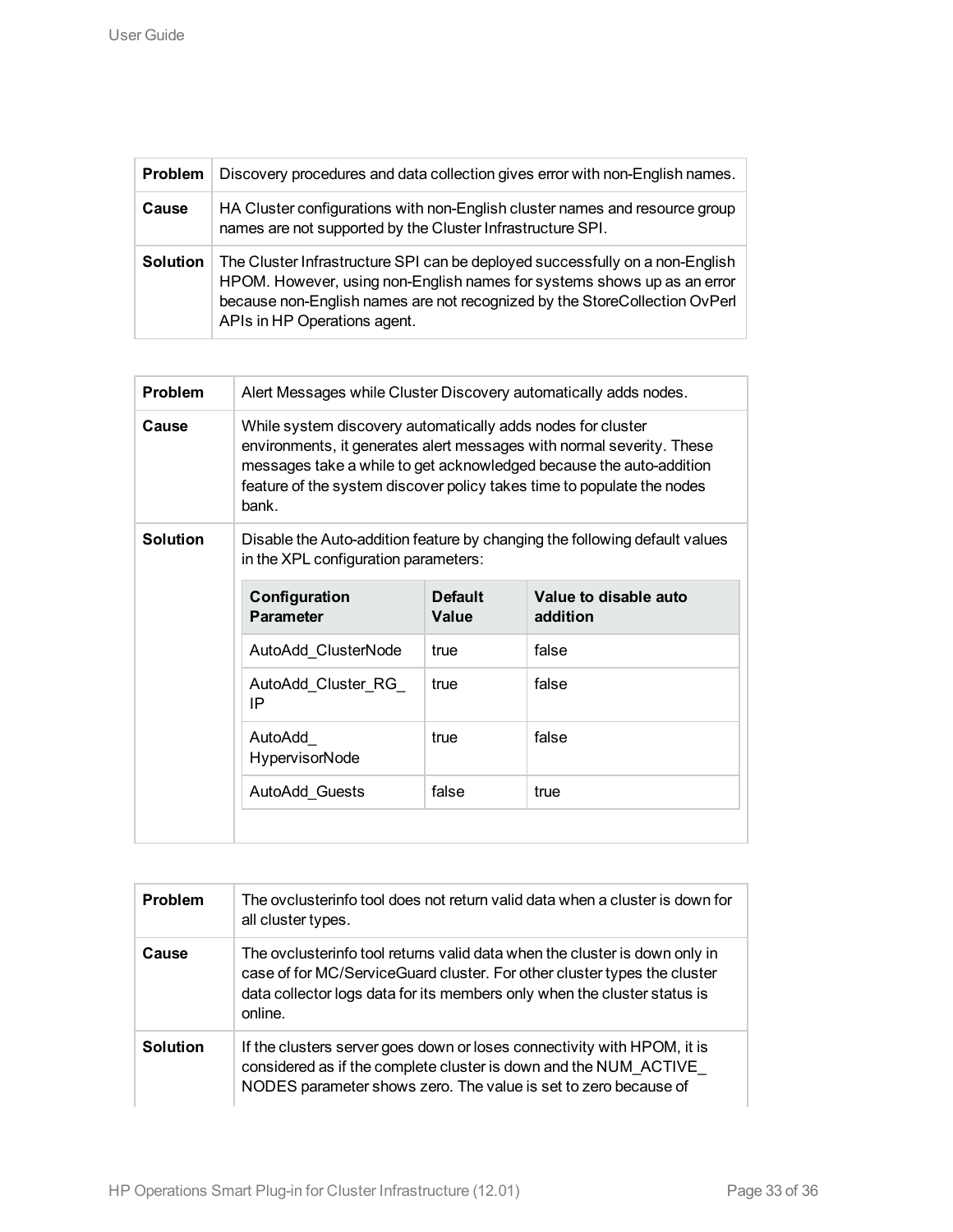| Problem | Discovery procedures and data collection gives error with non-English names. |
| --- | --- |
| Cause | HA Cluster configurations with non-English cluster names and resource group names are not supported by the Cluster Infrastructure SPI. |
| Solution | The Cluster Infrastructure SPI can be deployed successfully on a non-English HPOM. However, using non-English names for systems shows up as an error because non-English names are not recognized by the StoreCollection OvPerl APIs in HP Operations agent. |

| Problem | Alert Messages while Cluster Discovery automatically adds nodes. |
| --- | --- |
| Cause | While system discovery automatically adds nodes for cluster environments, it generates alert messages with normal severity. These messages take a while to get acknowledged because the auto-addition feature of the system discover policy takes time to populate the nodes bank. |
| Solution | Disable the Auto-addition feature by changing the following default values in the XPL configuration parameters: |

| Configuration Parameter | Default Value | Value to disable auto addition |
| --- | --- | --- |
| AutoAdd_ClusterNode | true | false |
| AutoAdd_Cluster_RG_IP | true | false |
| AutoAdd_HypervisorNode | true | false |
| AutoAdd_Guests | false | true |

| Problem | The ovclusterinfo tool does not return valid data when a cluster is down for all cluster types. |
| --- | --- |
| Cause | The ovclusterinfo tool returns valid data when the cluster is down only in case of for MC/ServiceGuard cluster. For other cluster types the cluster data collector logs data for its members only when the cluster status is online. |
| Solution | If the clusters server goes down or loses connectivity with HPOM, it is considered as if the complete cluster is down and the NUM_ACTIVE_NODES parameter shows zero. The value is set to zero because of |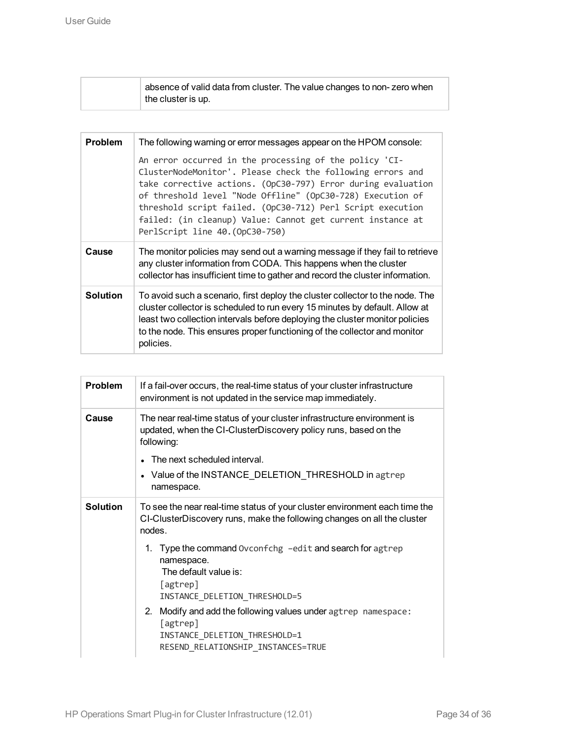| | |
|---|---|
| | absence of valid data from cluster. The value changes to non- zero when the cluster is up. |

| | |
|---|---|
| **Problem** | The following warning or error messages appear on the HPOM console:<br><br>`An error occurred in the processing of the policy 'CI-ClusterNodeMonitor'. Please check the following errors and take corrective actions. (OpC30-797) Error during evaluation of threshold level "Node Offline" (OpC30-728) Execution of threshold script failed. (OpC30-712) Perl Script execution failed: (in cleanup) Value: Cannot get current instance at PerlScript line 40.(OpC30-750)` |
| **Cause** | The monitor policies may send out a warning message if they fail to retrieve any cluster information from CODA. This happens when the cluster collector has insufficient time to gather and record the cluster information. |
| **Solution** | To avoid such a scenario, first deploy the cluster collector to the node. The cluster collector is scheduled to run every 15 minutes by default. Allow at least two collection intervals before deploying the cluster monitor policies to the node. This ensures proper functioning of the collector and monitor policies. |

| | |
|---|---|
| **Problem** | If a fail-over occurs, the real-time status of your cluster infrastructure environment is not updated in the service map immediately. |
| **Cause** | The near real-time status of your cluster infrastructure environment is updated, when the CI-ClusterDiscovery policy runs, based on the following:<br><br>• The next scheduled interval.<br>• Value of the INSTANCE_DELETION_THRESHOLD in `agtrep` namespace. |
| **Solution** | To see the near real-time status of your cluster environment each time the CI-ClusterDiscovery runs, make the following changes on all the cluster nodes.<br><br>1. Type the command `Ovconfchg –edit` and search for `agtrep` namespace.<br>The default value is:<br>`[agtrep]`<br>`INSTANCE_DELETION_THRESHOLD=5`<br>2. Modify and add the following values under `agtrep namespace:`<br>`[agtrep]`<br>`INSTANCE_DELETION_THRESHOLD=1`<br>`RESEND_RELATIONSHIP_INSTANCES=TRUE` |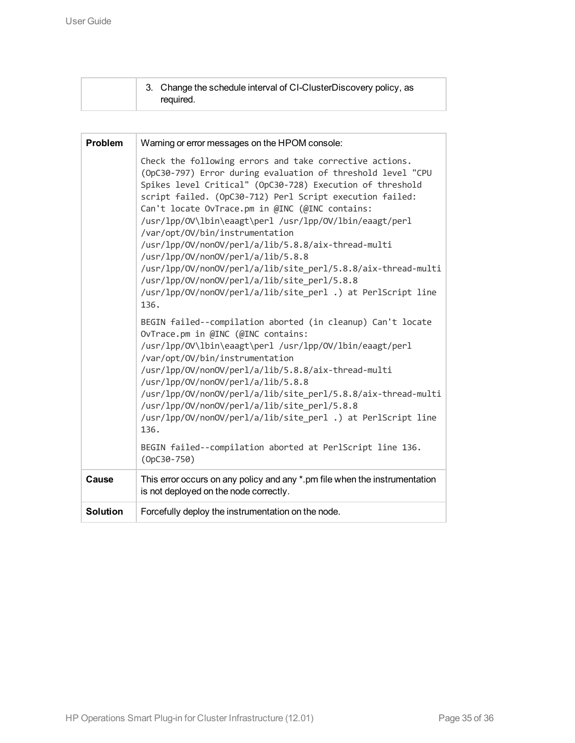| | 3. Change the schedule interval of CI-ClusterDiscovery policy, as required. |
|---|---|

| | |
|---|---|
| **Problem** | Warning or error messages on the HPOM console:<br>`Check the following errors and take corrective actions. (OpC30-797) Error during evaluation of threshold level "CPU Spikes level Critical" (OpC30-728) Execution of threshold script failed. (OpC30-712) Perl Script execution failed: Can't locate OvTrace.pm in @INC (@INC contains: /usr/lpp/OV\lbin\eaagt\perl /usr/lpp/OV/lbin/eaagt/perl /var/opt/OV/bin/instrumentation /usr/lpp/OV/nonOV/perl/a/lib/5.8.8/aix-thread-multi /usr/lpp/OV/nonOV/perl/a/lib/5.8.8 /usr/lpp/OV/nonOV/perl/a/lib/site_perl/5.8.8/aix-thread-multi /usr/lpp/OV/nonOV/perl/a/lib/site_perl/5.8.8 /usr/lpp/OV/nonOV/perl/a/lib/site_perl .) at PerlScript line 136.`<br>`BEGIN failed--compilation aborted (in cleanup) Can't locate OvTrace.pm in @INC (@INC contains: /usr/lpp/OV\lbin\eaagt\perl /usr/lpp/OV/lbin/eaagt/perl /var/opt/OV/bin/instrumentation /usr/lpp/OV/nonOV/perl/a/lib/5.8.8/aix-thread-multi /usr/lpp/OV/nonOV/perl/a/lib/5.8.8 /usr/lpp/OV/nonOV/perl/a/lib/site_perl/5.8.8/aix-thread-multi /usr/lpp/OV/nonOV/perl/a/lib/site_perl/5.8.8 /usr/lpp/OV/nonOV/perl/a/lib/site_perl .) at PerlScript line 136.`<br>`BEGIN failed--compilation aborted at PerlScript line 136. (OpC30-750)` |
| **Cause** | This error occurs on any policy and any *.pm file when the instrumentation is not deployed on the node correctly. |
| **Solution** | Forcefully deploy the instrumentation on the node. |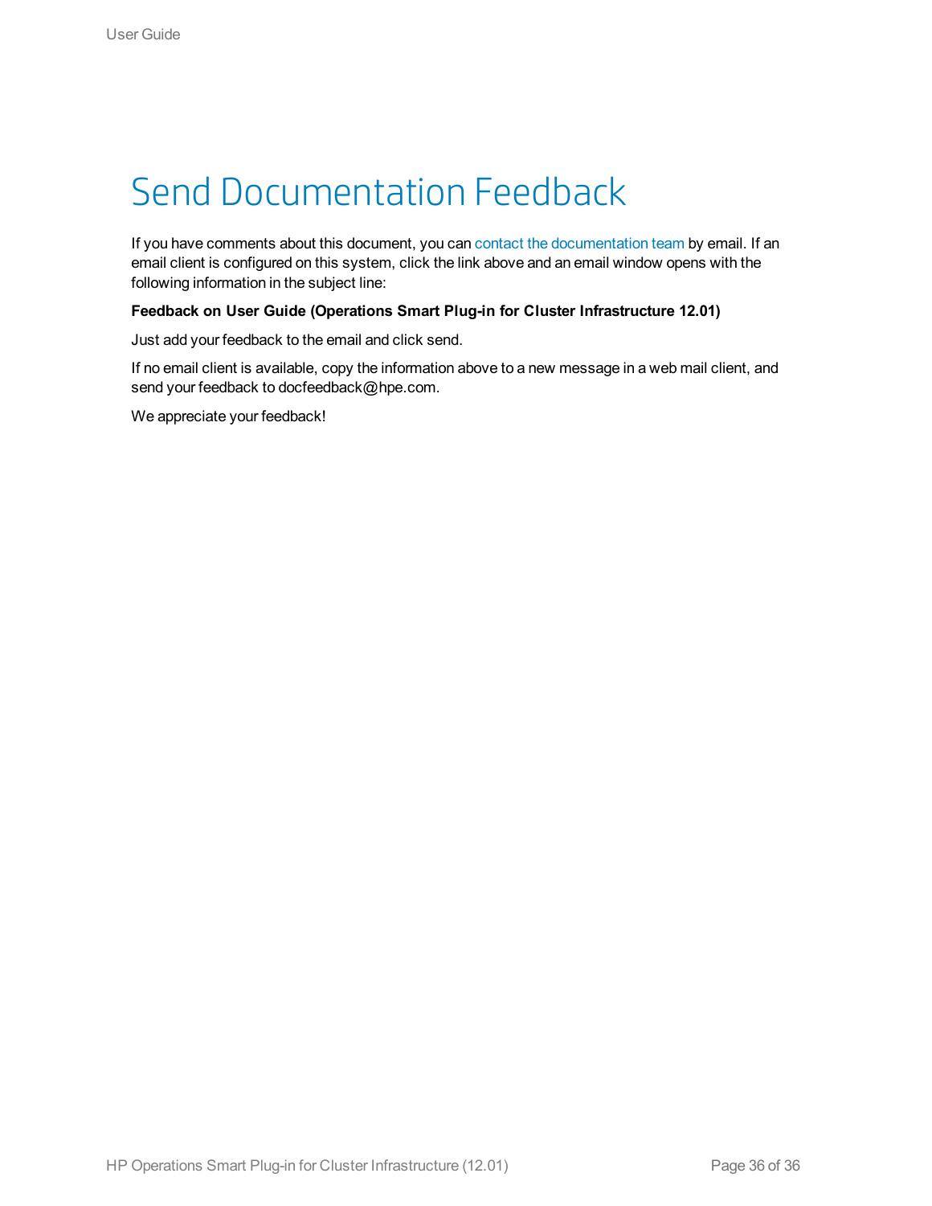# Send Documentation Feedback

If you have comments about this document, you can contact the documentation team by email. If an email client is configured on this system, click the link above and an email window opens with the following information in the subject line:

**Feedback on User Guide (Operations Smart Plug-in for Cluster Infrastructure 12.01)**

Just add your feedback to the email and click send.

If no email client is available, copy the information above to a new message in a web mail client, and send your feedback to docfeedback@hpe.com.

We appreciate your feedback!